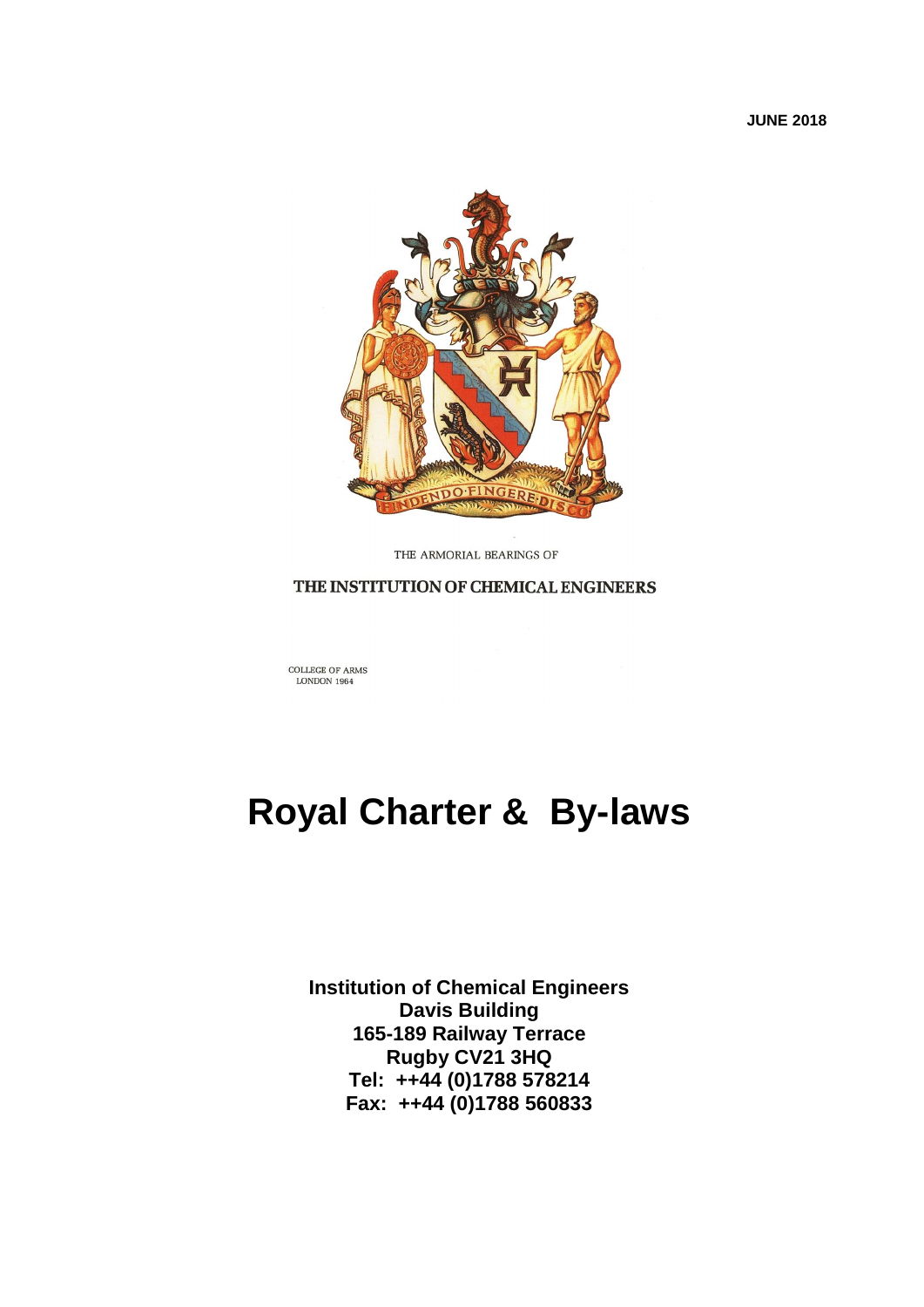JUNE 2018

THE ARMORIAL BEARINGS OF

THE INSTITUTION OF CHEMICAL ENGINEERS

COLLEGE OF ARMS
LONDON 1964

# Royal Charter & By-laws

**Institution of Chemical Engineers**
**Davis Building**
**165-189 Railway Terrace**
**Rugby CV21 3HQ**
**Tel: ++44 (0)1788 578214**
**Fax: ++44 (0)1788 560833**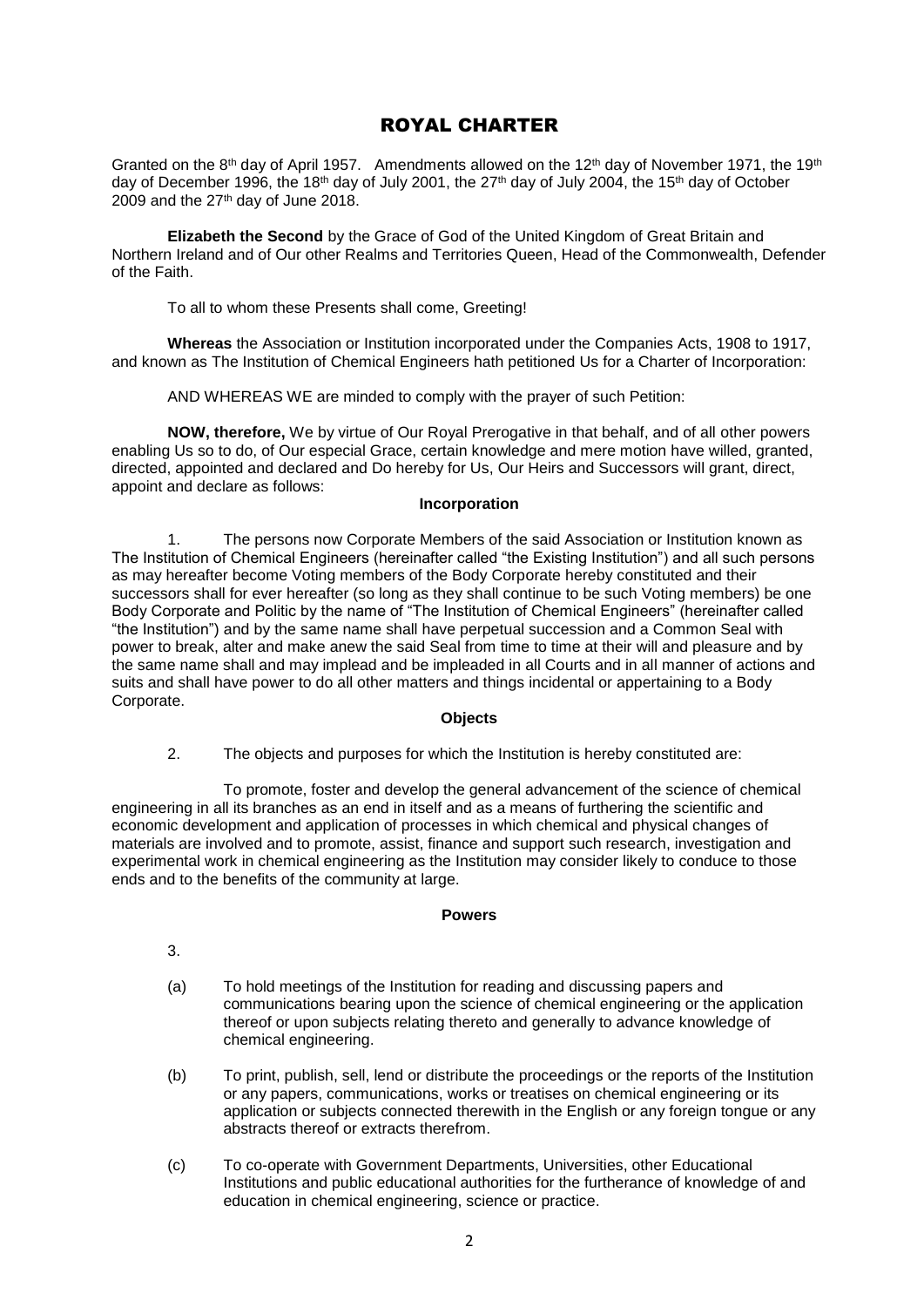# ROYAL CHARTER

Granted on the 8th day of April 1957. Amendments allowed on the 12th day of November 1971, the 19th day of December 1996, the 18th day of July 2001, the 27th day of July 2004, the 15th day of October 2009 and the 27th day of June 2018.

**Elizabeth the Second** by the Grace of God of the United Kingdom of Great Britain and Northern Ireland and of Our other Realms and Territories Queen, Head of the Commonwealth, Defender of the Faith.

To all to whom these Presents shall come, Greeting!

**Whereas** the Association or Institution incorporated under the Companies Acts, 1908 to 1917, and known as The Institution of Chemical Engineers hath petitioned Us for a Charter of Incorporation:

AND WHEREAS WE are minded to comply with the prayer of such Petition:

**NOW, therefore,** We by virtue of Our Royal Prerogative in that behalf, and of all other powers enabling Us so to do, of Our especial Grace, certain knowledge and mere motion have willed, granted, directed, appointed and declared and Do hereby for Us, Our Heirs and Successors will grant, direct, appoint and declare as follows:

### Incorporation

1. The persons now Corporate Members of the said Association or Institution known as The Institution of Chemical Engineers (hereinafter called "the Existing Institution") and all such persons as may hereafter become Voting members of the Body Corporate hereby constituted and their successors shall for ever hereafter (so long as they shall continue to be such Voting members) be one Body Corporate and Politic by the name of "The Institution of Chemical Engineers" (hereinafter called "the Institution") and by the same name shall have perpetual succession and a Common Seal with power to break, alter and make anew the said Seal from time to time at their will and pleasure and by the same name shall and may implead and be impleaded in all Courts and in all manner of actions and suits and shall have power to do all other matters and things incidental or appertaining to a Body Corporate.

### Objects

2. The objects and purposes for which the Institution is hereby constituted are:

To promote, foster and develop the general advancement of the science of chemical engineering in all its branches as an end in itself and as a means of furthering the scientific and economic development and application of processes in which chemical and physical changes of materials are involved and to promote, assist, finance and support such research, investigation and experimental work in chemical engineering as the Institution may consider likely to conduce to those ends and to the benefits of the community at large.

### Powers

3.

(a) To hold meetings of the Institution for reading and discussing papers and communications bearing upon the science of chemical engineering or the application thereof or upon subjects relating thereto and generally to advance knowledge of chemical engineering.

(b) To print, publish, sell, lend or distribute the proceedings or the reports of the Institution or any papers, communications, works or treatises on chemical engineering or its application or subjects connected therewith in the English or any foreign tongue or any abstracts thereof or extracts therefrom.

(c) To co-operate with Government Departments, Universities, other Educational Institutions and public educational authorities for the furtherance of knowledge of and education in chemical engineering, science or practice.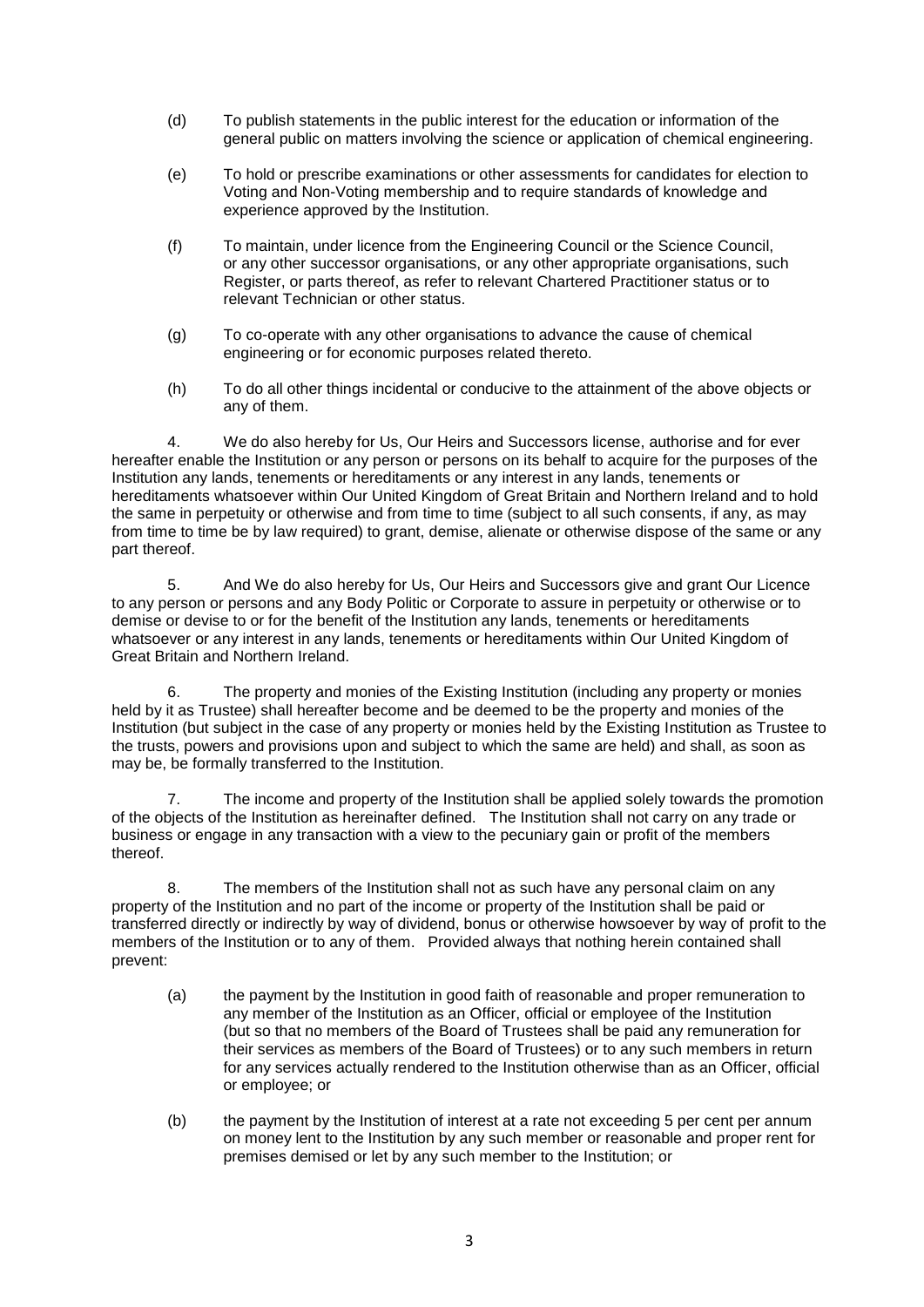(d) To publish statements in the public interest for the education or information of the general public on matters involving the science or application of chemical engineering.

(e) To hold or prescribe examinations or other assessments for candidates for election to Voting and Non-Voting membership and to require standards of knowledge and experience approved by the Institution.

(f) To maintain, under licence from the Engineering Council or the Science Council, or any other successor organisations, or any other appropriate organisations, such Register, or parts thereof, as refer to relevant Chartered Practitioner status or to relevant Technician or other status.

(g) To co-operate with any other organisations to advance the cause of chemical engineering or for economic purposes related thereto.

(h) To do all other things incidental or conducive to the attainment of the above objects or any of them.

4. We do also hereby for Us, Our Heirs and Successors license, authorise and for ever hereafter enable the Institution or any person or persons on its behalf to acquire for the purposes of the Institution any lands, tenements or hereditaments or any interest in any lands, tenements or hereditaments whatsoever within Our United Kingdom of Great Britain and Northern Ireland and to hold the same in perpetuity or otherwise and from time to time (subject to all such consents, if any, as may from time to time be by law required) to grant, demise, alienate or otherwise dispose of the same or any part thereof.

5. And We do also hereby for Us, Our Heirs and Successors give and grant Our Licence to any person or persons and any Body Politic or Corporate to assure in perpetuity or otherwise or to demise or devise to or for the benefit of the Institution any lands, tenements or hereditaments whatsoever or any interest in any lands, tenements or hereditaments within Our United Kingdom of Great Britain and Northern Ireland.

6. The property and monies of the Existing Institution (including any property or monies held by it as Trustee) shall hereafter become and be deemed to be the property and monies of the Institution (but subject in the case of any property or monies held by the Existing Institution as Trustee to the trusts, powers and provisions upon and subject to which the same are held) and shall, as soon as may be, be formally transferred to the Institution.

7. The income and property of the Institution shall be applied solely towards the promotion of the objects of the Institution as hereinafter defined. The Institution shall not carry on any trade or business or engage in any transaction with a view to the pecuniary gain or profit of the members thereof.

8. The members of the Institution shall not as such have any personal claim on any property of the Institution and no part of the income or property of the Institution shall be paid or transferred directly or indirectly by way of dividend, bonus or otherwise howsoever by way of profit to the members of the Institution or to any of them. Provided always that nothing herein contained shall prevent:

(a) the payment by the Institution in good faith of reasonable and proper remuneration to any member of the Institution as an Officer, official or employee of the Institution (but so that no members of the Board of Trustees shall be paid any remuneration for their services as members of the Board of Trustees) or to any such members in return for any services actually rendered to the Institution otherwise than as an Officer, official or employee; or

(b) the payment by the Institution of interest at a rate not exceeding 5 per cent per annum on money lent to the Institution by any such member or reasonable and proper rent for premises demised or let by any such member to the Institution; or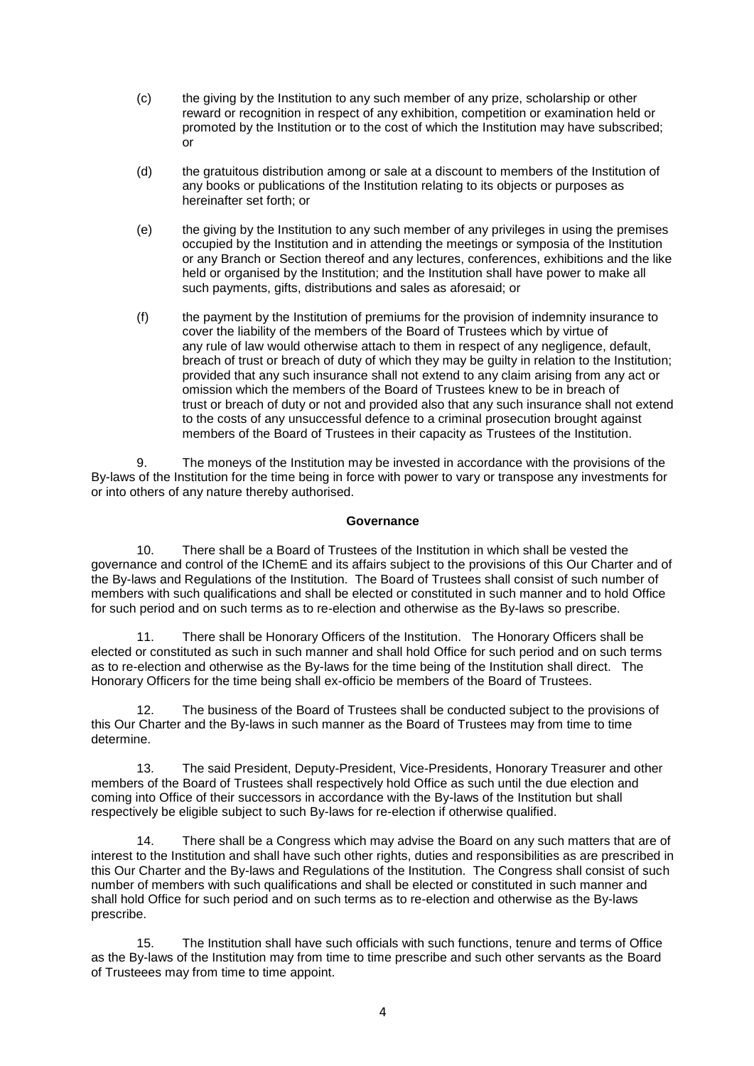(c) the giving by the Institution to any such member of any prize, scholarship or other reward or recognition in respect of any exhibition, competition or examination held or promoted by the Institution or to the cost of which the Institution may have subscribed; or

(d) the gratuitous distribution among or sale at a discount to members of the Institution of any books or publications of the Institution relating to its objects or purposes as hereinafter set forth; or

(e) the giving by the Institution to any such member of any privileges in using the premises occupied by the Institution and in attending the meetings or symposia of the Institution or any Branch or Section thereof and any lectures, conferences, exhibitions and the like held or organised by the Institution; and the Institution shall have power to make all such payments, gifts, distributions and sales as aforesaid; or

(f) the payment by the Institution of premiums for the provision of indemnity insurance to cover the liability of the members of the Board of Trustees which by virtue of any rule of law would otherwise attach to them in respect of any negligence, default, breach of trust or breach of duty of which they may be guilty in relation to the Institution; provided that any such insurance shall not extend to any claim arising from any act or omission which the members of the Board of Trustees knew to be in breach of trust or breach of duty or not and provided also that any such insurance shall not extend to the costs of any unsuccessful defence to a criminal prosecution brought against members of the Board of Trustees in their capacity as Trustees of the Institution.

9. The moneys of the Institution may be invested in accordance with the provisions of the By-laws of the Institution for the time being in force with power to vary or transpose any investments for or into others of any nature thereby authorised.

### Governance

10. There shall be a Board of Trustees of the Institution in which shall be vested the governance and control of the IChemE and its affairs subject to the provisions of this Our Charter and of the By-laws and Regulations of the Institution. The Board of Trustees shall consist of such number of members with such qualifications and shall be elected or constituted in such manner and to hold Office for such period and on such terms as to re-election and otherwise as the By-laws so prescribe.

11. There shall be Honorary Officers of the Institution. The Honorary Officers shall be elected or constituted as such in such manner and shall hold Office for such period and on such terms as to re-election and otherwise as the By-laws for the time being of the Institution shall direct. The Honorary Officers for the time being shall ex-officio be members of the Board of Trustees.

12. The business of the Board of Trustees shall be conducted subject to the provisions of this Our Charter and the By-laws in such manner as the Board of Trustees may from time to time determine.

13. The said President, Deputy-President, Vice-Presidents, Honorary Treasurer and other members of the Board of Trustees shall respectively hold Office as such until the due election and coming into Office of their successors in accordance with the By-laws of the Institution but shall respectively be eligible subject to such By-laws for re-election if otherwise qualified.

14. There shall be a Congress which may advise the Board on any such matters that are of interest to the Institution and shall have such other rights, duties and responsibilities as are prescribed in this Our Charter and the By-laws and Regulations of the Institution. The Congress shall consist of such number of members with such qualifications and shall be elected or constituted in such manner and shall hold Office for such period and on such terms as to re-election and otherwise as the By-laws prescribe.

15. The Institution shall have such officials with such functions, tenure and terms of Office as the By-laws of the Institution may from time to time prescribe and such other servants as the Board of Trusteees may from time to time appoint.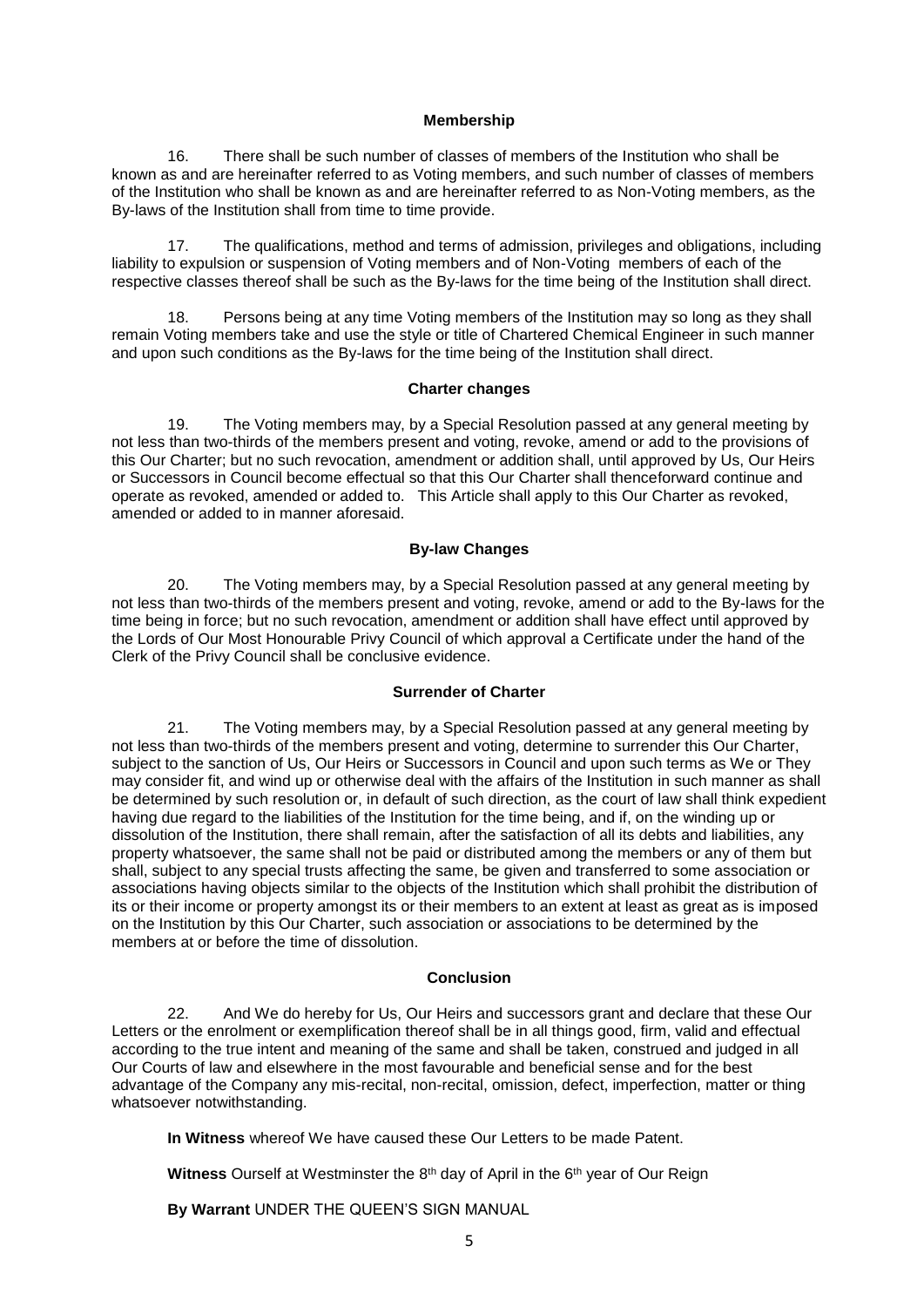## Membership

16. There shall be such number of classes of members of the Institution who shall be known as and are hereinafter referred to as Voting members, and such number of classes of members of the Institution who shall be known as and are hereinafter referred to as Non-Voting members, as the By-laws of the Institution shall from time to time provide.

17. The qualifications, method and terms of admission, privileges and obligations, including liability to expulsion or suspension of Voting members and of Non-Voting members of each of the respective classes thereof shall be such as the By-laws for the time being of the Institution shall direct.

18. Persons being at any time Voting members of the Institution may so long as they shall remain Voting members take and use the style or title of Chartered Chemical Engineer in such manner and upon such conditions as the By-laws for the time being of the Institution shall direct.

## Charter changes

19. The Voting members may, by a Special Resolution passed at any general meeting by not less than two-thirds of the members present and voting, revoke, amend or add to the provisions of this Our Charter; but no such revocation, amendment or addition shall, until approved by Us, Our Heirs or Successors in Council become effectual so that this Our Charter shall thenceforward continue and operate as revoked, amended or added to. This Article shall apply to this Our Charter as revoked, amended or added to in manner aforesaid.

## By-law Changes

20. The Voting members may, by a Special Resolution passed at any general meeting by not less than two-thirds of the members present and voting, revoke, amend or add to the By-laws for the time being in force; but no such revocation, amendment or addition shall have effect until approved by the Lords of Our Most Honourable Privy Council of which approval a Certificate under the hand of the Clerk of the Privy Council shall be conclusive evidence.

## Surrender of Charter

21. The Voting members may, by a Special Resolution passed at any general meeting by not less than two-thirds of the members present and voting, determine to surrender this Our Charter, subject to the sanction of Us, Our Heirs or Successors in Council and upon such terms as We or They may consider fit, and wind up or otherwise deal with the affairs of the Institution in such manner as shall be determined by such resolution or, in default of such direction, as the court of law shall think expedient having due regard to the liabilities of the Institution for the time being, and if, on the winding up or dissolution of the Institution, there shall remain, after the satisfaction of all its debts and liabilities, any property whatsoever, the same shall not be paid or distributed among the members or any of them but shall, subject to any special trusts affecting the same, be given and transferred to some association or associations having objects similar to the objects of the Institution which shall prohibit the distribution of its or their income or property amongst its or their members to an extent at least as great as is imposed on the Institution by this Our Charter, such association or associations to be determined by the members at or before the time of dissolution.

## Conclusion

22. And We do hereby for Us, Our Heirs and successors grant and declare that these Our Letters or the enrolment or exemplification thereof shall be in all things good, firm, valid and effectual according to the true intent and meaning of the same and shall be taken, construed and judged in all Our Courts of law and elsewhere in the most favourable and beneficial sense and for the best advantage of the Company any mis-recital, non-recital, omission, defect, imperfection, matter or thing whatsoever notwithstanding.

**In Witness** whereof We have caused these Our Letters to be made Patent.

**Witness** Ourself at Westminster the 8th day of April in the 6th year of Our Reign

**By Warrant** UNDER THE QUEEN'S SIGN MANUAL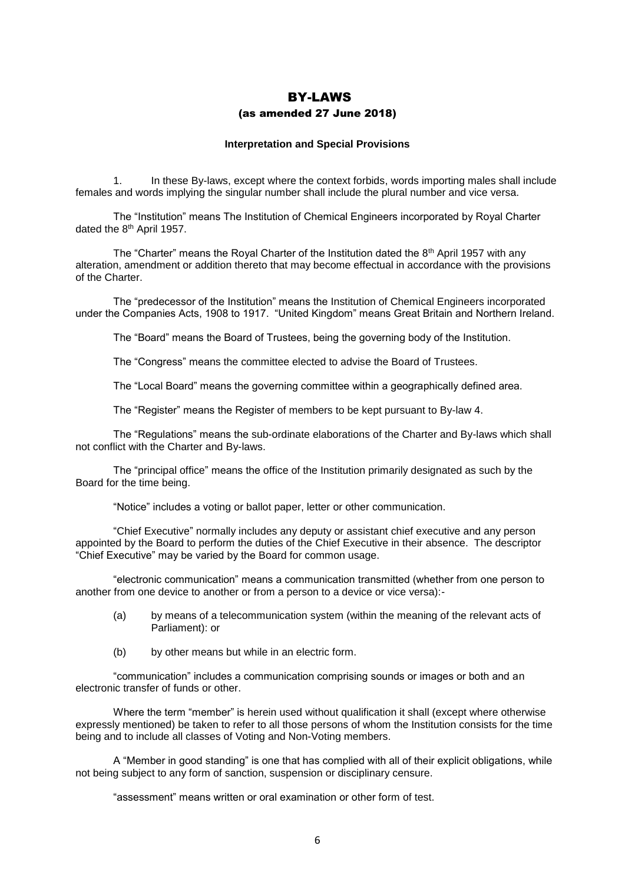# BY-LAWS

## (as amended 27 June 2018)

### Interpretation and Special Provisions

1. In these By-laws, except where the context forbids, words importing males shall include females and words implying the singular number shall include the plural number and vice versa.

The "Institution" means The Institution of Chemical Engineers incorporated by Royal Charter dated the 8th April 1957.

The "Charter" means the Royal Charter of the Institution dated the 8th April 1957 with any alteration, amendment or addition thereto that may become effectual in accordance with the provisions of the Charter.

The "predecessor of the Institution" means the Institution of Chemical Engineers incorporated under the Companies Acts, 1908 to 1917. "United Kingdom" means Great Britain and Northern Ireland.

The "Board" means the Board of Trustees, being the governing body of the Institution.

The "Congress" means the committee elected to advise the Board of Trustees.

The "Local Board" means the governing committee within a geographically defined area.

The "Register" means the Register of members to be kept pursuant to By-law 4.

The "Regulations" means the sub-ordinate elaborations of the Charter and By-laws which shall not conflict with the Charter and By-laws.

The "principal office" means the office of the Institution primarily designated as such by the Board for the time being.

"Notice" includes a voting or ballot paper, letter or other communication.

"Chief Executive" normally includes any deputy or assistant chief executive and any person appointed by the Board to perform the duties of the Chief Executive in their absence. The descriptor "Chief Executive" may be varied by the Board for common usage.

"electronic communication" means a communication transmitted (whether from one person to another from one device to another or from a person to a device or vice versa):-

- (a) by means of a telecommunication system (within the meaning of the relevant acts of Parliament): or
- (b) by other means but while in an electric form.

"communication" includes a communication comprising sounds or images or both and an electronic transfer of funds or other.

Where the term "member" is herein used without qualification it shall (except where otherwise expressly mentioned) be taken to refer to all those persons of whom the Institution consists for the time being and to include all classes of Voting and Non-Voting members.

A "Member in good standing" is one that has complied with all of their explicit obligations, while not being subject to any form of sanction, suspension or disciplinary censure.

"assessment" means written or oral examination or other form of test.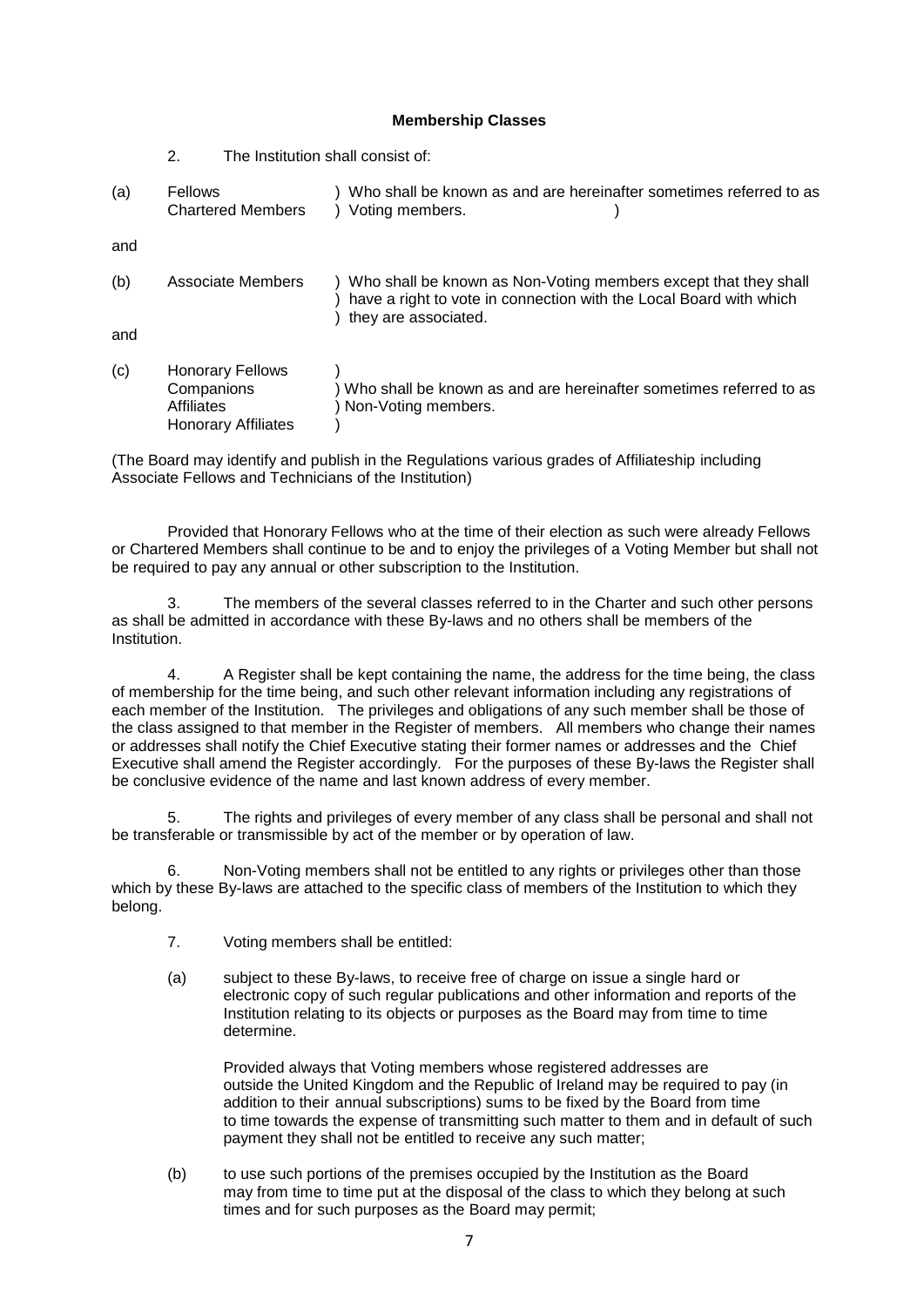**Membership Classes**

2. The Institution shall consist of:

(a) Fellows
Chartered Members ) Who shall be known as and are hereinafter sometimes referred to as ) Voting members. )

and

(b) Associate Members ) Who shall be known as Non-Voting members except that they shall ) have a right to vote in connection with the Local Board with which ) they are associated.

and

(c) Honorary Fellows
Companions
Affiliates
Honorary Affiliates ) Who shall be known as and are hereinafter sometimes referred to as ) Non-Voting members.

(The Board may identify and publish in the Regulations various grades of Affiliateship including Associate Fellows and Technicians of the Institution)

Provided that Honorary Fellows who at the time of their election as such were already Fellows or Chartered Members shall continue to be and to enjoy the privileges of a Voting Member but shall not be required to pay any annual or other subscription to the Institution.

3. The members of the several classes referred to in the Charter and such other persons as shall be admitted in accordance with these By-laws and no others shall be members of the Institution.

4. A Register shall be kept containing the name, the address for the time being, the class of membership for the time being, and such other relevant information including any registrations of each member of the Institution. The privileges and obligations of any such member shall be those of the class assigned to that member in the Register of members. All members who change their names or addresses shall notify the Chief Executive stating their former names or addresses and the Chief Executive shall amend the Register accordingly. For the purposes of these By-laws the Register shall be conclusive evidence of the name and last known address of every member.

5. The rights and privileges of every member of any class shall be personal and shall not be transferable or transmissible by act of the member or by operation of law.

6. Non-Voting members shall not be entitled to any rights or privileges other than those which by these By-laws are attached to the specific class of members of the Institution to which they belong.

7. Voting members shall be entitled:

(a) subject to these By-laws, to receive free of charge on issue a single hard or electronic copy of such regular publications and other information and reports of the Institution relating to its objects or purposes as the Board may from time to time determine.

Provided always that Voting members whose registered addresses are outside the United Kingdom and the Republic of Ireland may be required to pay (in addition to their annual subscriptions) sums to be fixed by the Board from time to time towards the expense of transmitting such matter to them and in default of such payment they shall not be entitled to receive any such matter;

(b) to use such portions of the premises occupied by the Institution as the Board may from time to time put at the disposal of the class to which they belong at such times and for such purposes as the Board may permit;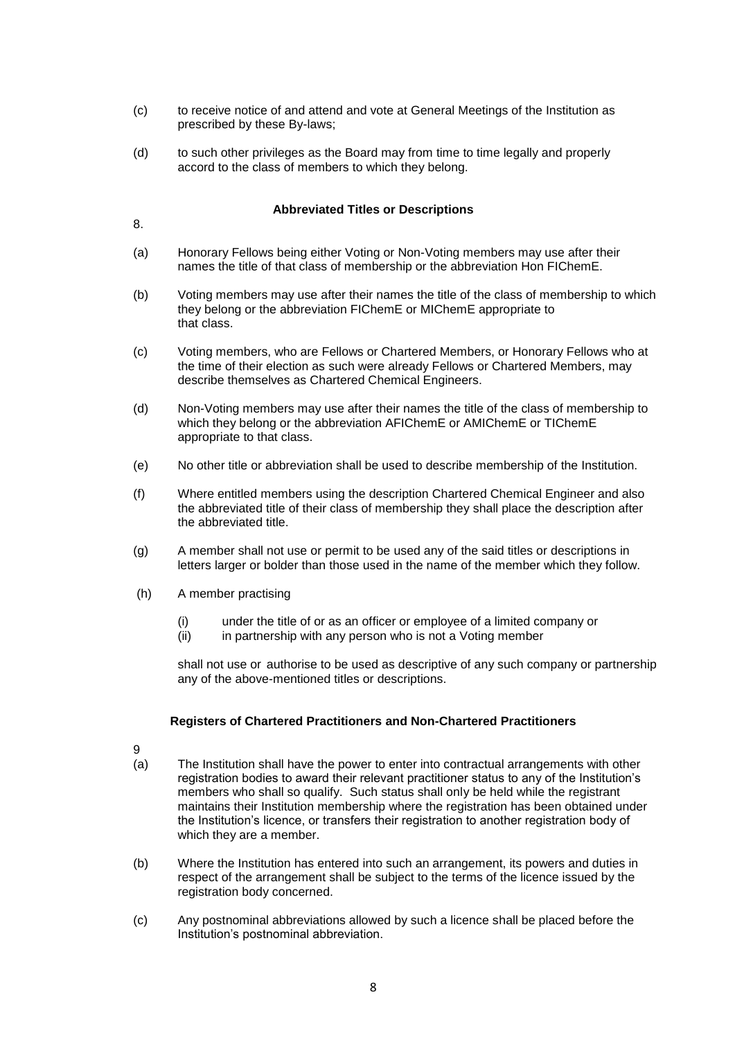(c) to receive notice of and attend and vote at General Meetings of the Institution as prescribed by these By-laws;

(d) to such other privileges as the Board may from time to time legally and properly accord to the class of members to which they belong.

### Abbreviated Titles or Descriptions

8.

(a) Honorary Fellows being either Voting or Non-Voting members may use after their names the title of that class of membership or the abbreviation Hon FIChemE.

(b) Voting members may use after their names the title of the class of membership to which they belong or the abbreviation FIChemE or MIChemE appropriate to that class.

(c) Voting members, who are Fellows or Chartered Members, or Honorary Fellows who at the time of their election as such were already Fellows or Chartered Members, may describe themselves as Chartered Chemical Engineers.

(d) Non-Voting members may use after their names the title of the class of membership to which they belong or the abbreviation AFIChemE or AMIChemE or TIChemE appropriate to that class.

(e) No other title or abbreviation shall be used to describe membership of the Institution.

(f) Where entitled members using the description Chartered Chemical Engineer and also the abbreviated title of their class of membership they shall place the description after the abbreviated title.

(g) A member shall not use or permit to be used any of the said titles or descriptions in letters larger or bolder than those used in the name of the member which they follow.

(h) A member practising

  (i) under the title of or as an officer or employee of a limited company or
  (ii) in partnership with any person who is not a Voting member

shall not use or authorise to be used as descriptive of any such company or partnership any of the above-mentioned titles or descriptions.

### Registers of Chartered Practitioners and Non-Chartered Practitioners

9

(a) The Institution shall have the power to enter into contractual arrangements with other registration bodies to award their relevant practitioner status to any of the Institution's members who shall so qualify. Such status shall only be held while the registrant maintains their Institution membership where the registration has been obtained under the Institution's licence, or transfers their registration to another registration body of which they are a member.

(b) Where the Institution has entered into such an arrangement, its powers and duties in respect of the arrangement shall be subject to the terms of the licence issued by the registration body concerned.

(c) Any postnominal abbreviations allowed by such a licence shall be placed before the Institution's postnominal abbreviation.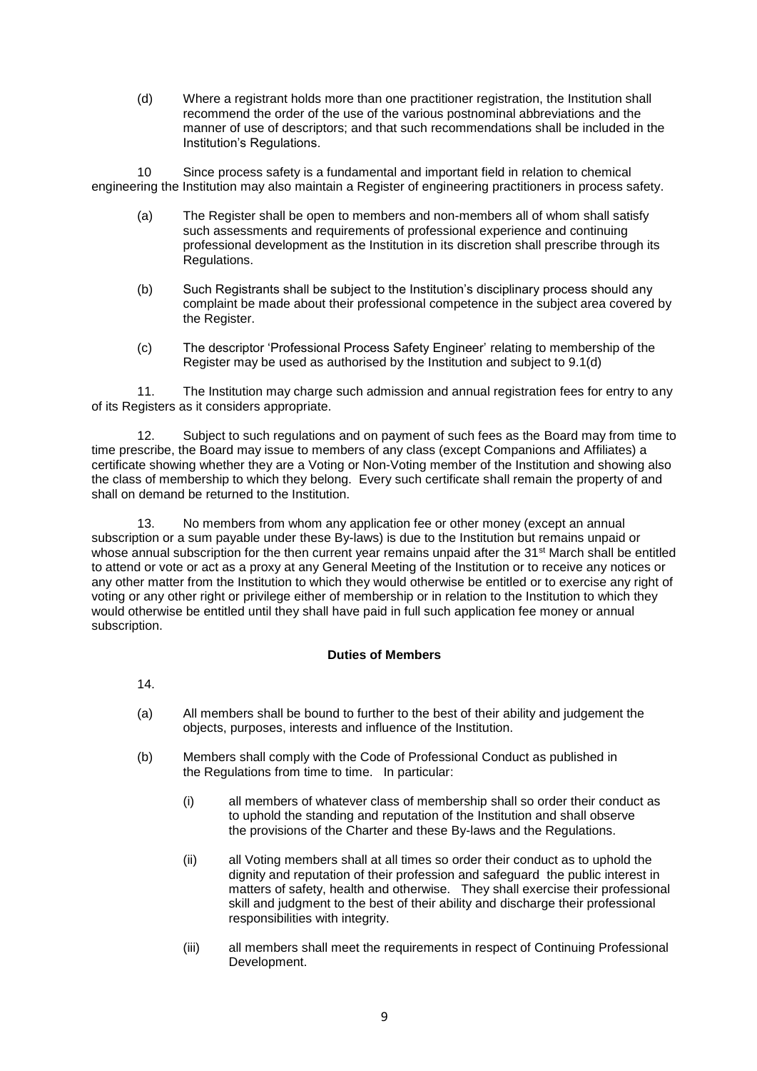(d) Where a registrant holds more than one practitioner registration, the Institution shall recommend the order of the use of the various postnominal abbreviations and the manner of use of descriptors; and that such recommendations shall be included in the Institution's Regulations.

10 Since process safety is a fundamental and important field in relation to chemical engineering the Institution may also maintain a Register of engineering practitioners in process safety.

(a) The Register shall be open to members and non-members all of whom shall satisfy such assessments and requirements of professional experience and continuing professional development as the Institution in its discretion shall prescribe through its Regulations.

(b) Such Registrants shall be subject to the Institution's disciplinary process should any complaint be made about their professional competence in the subject area covered by the Register.

(c) The descriptor 'Professional Process Safety Engineer' relating to membership of the Register may be used as authorised by the Institution and subject to 9.1(d)

11. The Institution may charge such admission and annual registration fees for entry to any of its Registers as it considers appropriate.

12. Subject to such regulations and on payment of such fees as the Board may from time to time prescribe, the Board may issue to members of any class (except Companions and Affiliates) a certificate showing whether they are a Voting or Non-Voting member of the Institution and showing also the class of membership to which they belong. Every such certificate shall remain the property of and shall on demand be returned to the Institution.

13. No members from whom any application fee or other money (except an annual subscription or a sum payable under these By-laws) is due to the Institution but remains unpaid or whose annual subscription for the then current year remains unpaid after the 31st March shall be entitled to attend or vote or act as a proxy at any General Meeting of the Institution or to receive any notices or any other matter from the Institution to which they would otherwise be entitled or to exercise any right of voting or any other right or privilege either of membership or in relation to the Institution to which they would otherwise be entitled until they shall have paid in full such application fee money or annual subscription.

**Duties of Members**

14.

(a) All members shall be bound to further to the best of their ability and judgement the objects, purposes, interests and influence of the Institution.

(b) Members shall comply with the Code of Professional Conduct as published in the Regulations from time to time. In particular:

(i) all members of whatever class of membership shall so order their conduct as to uphold the standing and reputation of the Institution and shall observe the provisions of the Charter and these By-laws and the Regulations.

(ii) all Voting members shall at all times so order their conduct as to uphold the dignity and reputation of their profession and safeguard the public interest in matters of safety, health and otherwise. They shall exercise their professional skill and judgment to the best of their ability and discharge their professional responsibilities with integrity.

(iii) all members shall meet the requirements in respect of Continuing Professional Development.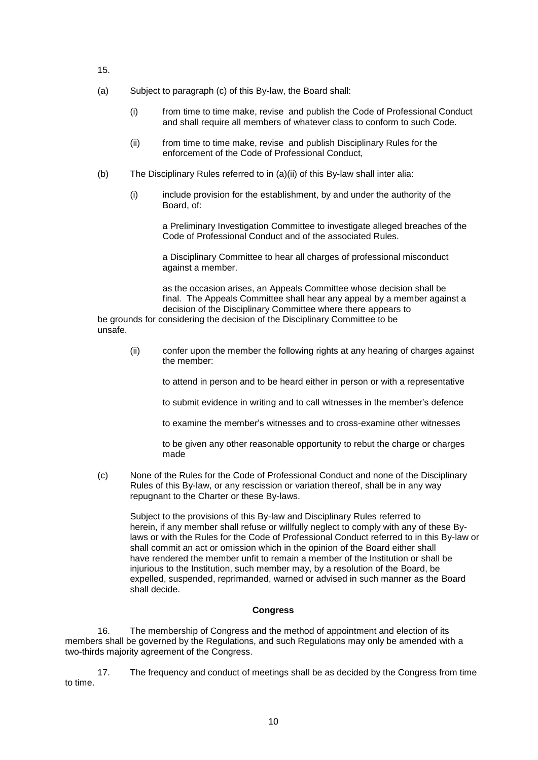15.

(a) Subject to paragraph (c) of this By-law, the Board shall:

   (i) from time to time make, revise and publish the Code of Professional Conduct and shall require all members of whatever class to conform to such Code.

   (ii) from time to time make, revise and publish Disciplinary Rules for the enforcement of the Code of Professional Conduct,

(b) The Disciplinary Rules referred to in (a)(ii) of this By-law shall inter alia:

   (i) include provision for the establishment, by and under the authority of the Board, of:

      a Preliminary Investigation Committee to investigate alleged breaches of the Code of Professional Conduct and of the associated Rules.

      a Disciplinary Committee to hear all charges of professional misconduct against a member.

      as the occasion arises, an Appeals Committee whose decision shall be final. The Appeals Committee shall hear any appeal by a member against a decision of the Disciplinary Committee where there appears to be grounds for considering the decision of the Disciplinary Committee to be unsafe.

   (ii) confer upon the member the following rights at any hearing of charges against the member:

      to attend in person and to be heard either in person or with a representative

      to submit evidence in writing and to call witnesses in the member's defence

      to examine the member's witnesses and to cross-examine other witnesses

      to be given any other reasonable opportunity to rebut the charge or charges made

(c) None of the Rules for the Code of Professional Conduct and none of the Disciplinary Rules of this By-law, or any rescission or variation thereof, shall be in any way repugnant to the Charter or these By-laws.

   Subject to the provisions of this By-law and Disciplinary Rules referred to herein, if any member shall refuse or willfully neglect to comply with any of these By-laws or with the Rules for the Code of Professional Conduct referred to in this By-law or shall commit an act or omission which in the opinion of the Board either shall have rendered the member unfit to remain a member of the Institution or shall be injurious to the Institution, such member may, by a resolution of the Board, be expelled, suspended, reprimanded, warned or advised in such manner as the Board shall decide.

**Congress**

16. The membership of Congress and the method of appointment and election of its members shall be governed by the Regulations, and such Regulations may only be amended with a two-thirds majority agreement of the Congress.

17. The frequency and conduct of meetings shall be as decided by the Congress from time to time.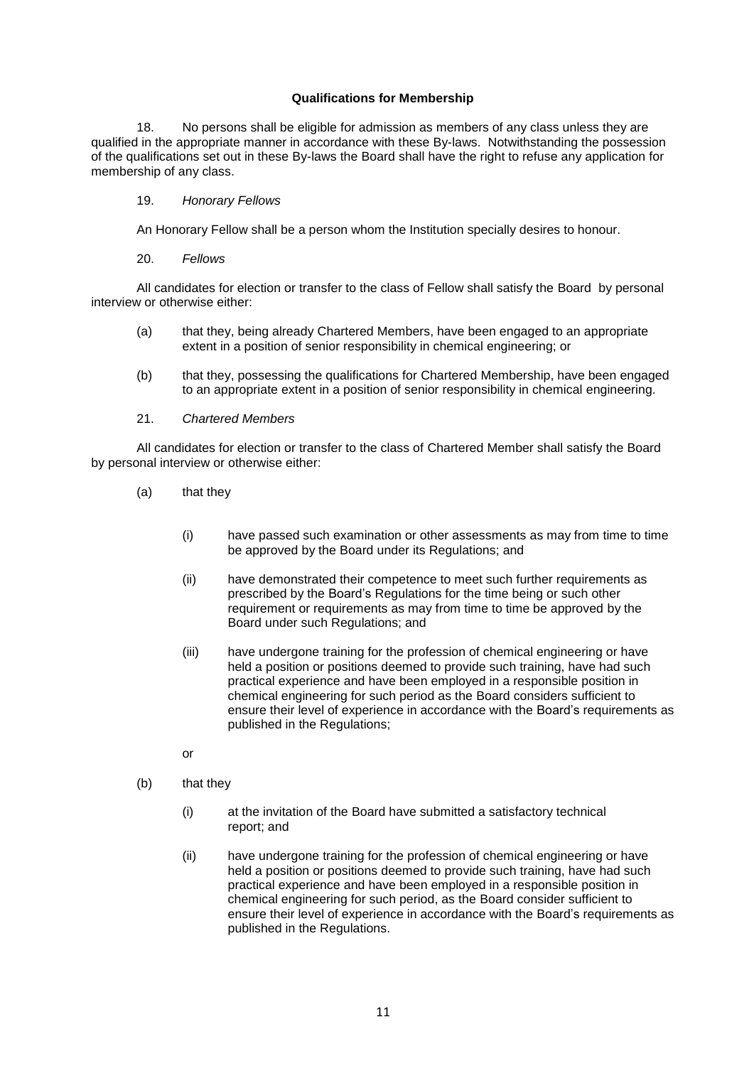**Qualifications for Membership**

18. No persons shall be eligible for admission as members of any class unless they are qualified in the appropriate manner in accordance with these By-laws. Notwithstanding the possession of the qualifications set out in these By-laws the Board shall have the right to refuse any application for membership of any class.

19. *Honorary Fellows*

An Honorary Fellow shall be a person whom the Institution specially desires to honour.

20. *Fellows*

All candidates for election or transfer to the class of Fellow shall satisfy the Board by personal interview or otherwise either:

(a) that they, being already Chartered Members, have been engaged to an appropriate extent in a position of senior responsibility in chemical engineering; or

(b) that they, possessing the qualifications for Chartered Membership, have been engaged to an appropriate extent in a position of senior responsibility in chemical engineering.

21. *Chartered Members*

All candidates for election or transfer to the class of Chartered Member shall satisfy the Board by personal interview or otherwise either:

(a) that they

(i) have passed such examination or other assessments as may from time to time be approved by the Board under its Regulations; and

(ii) have demonstrated their competence to meet such further requirements as prescribed by the Board's Regulations for the time being or such other requirement or requirements as may from time to time be approved by the Board under such Regulations; and

(iii) have undergone training for the profession of chemical engineering or have held a position or positions deemed to provide such training, have had such practical experience and have been employed in a responsible position in chemical engineering for such period as the Board considers sufficient to ensure their level of experience in accordance with the Board's requirements as published in the Regulations;

or

(b) that they

(i) at the invitation of the Board have submitted a satisfactory technical report; and

(ii) have undergone training for the profession of chemical engineering or have held a position or positions deemed to provide such training, have had such practical experience and have been employed in a responsible position in chemical engineering for such period, as the Board consider sufficient to ensure their level of experience in accordance with the Board's requirements as published in the Regulations.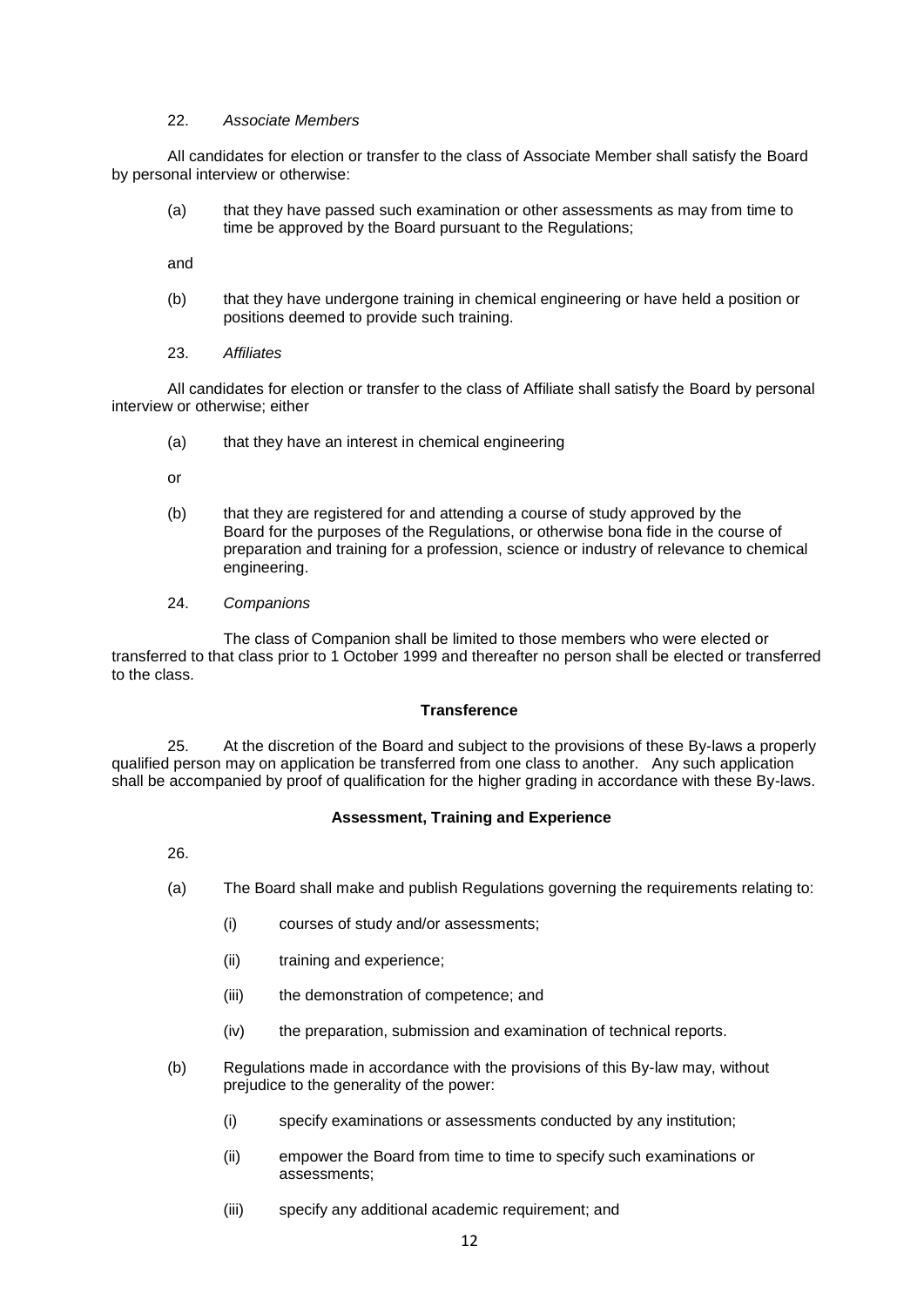22. *Associate Members*

All candidates for election or transfer to the class of Associate Member shall satisfy the Board by personal interview or otherwise:

(a) that they have passed such examination or other assessments as may from time to time be approved by the Board pursuant to the Regulations;

and

(b) that they have undergone training in chemical engineering or have held a position or positions deemed to provide such training.

23. *Affiliates*

All candidates for election or transfer to the class of Affiliate shall satisfy the Board by personal interview or otherwise; either

(a) that they have an interest in chemical engineering

or

(b) that they are registered for and attending a course of study approved by the Board for the purposes of the Regulations, or otherwise bona fide in the course of preparation and training for a profession, science or industry of relevance to chemical engineering.

24. *Companions*

The class of Companion shall be limited to those members who were elected or transferred to that class prior to 1 October 1999 and thereafter no person shall be elected or transferred to the class.

**Transference**

25. At the discretion of the Board and subject to the provisions of these By-laws a properly qualified person may on application be transferred from one class to another. Any such application shall be accompanied by proof of qualification for the higher grading in accordance with these By-laws.

**Assessment, Training and Experience**

26.

(a) The Board shall make and publish Regulations governing the requirements relating to:

  (i) courses of study and/or assessments;

  (ii) training and experience;

  (iii) the demonstration of competence; and

  (iv) the preparation, submission and examination of technical reports.

(b) Regulations made in accordance with the provisions of this By-law may, without prejudice to the generality of the power:

  (i) specify examinations or assessments conducted by any institution;

  (ii) empower the Board from time to time to specify such examinations or assessments;

  (iii) specify any additional academic requirement; and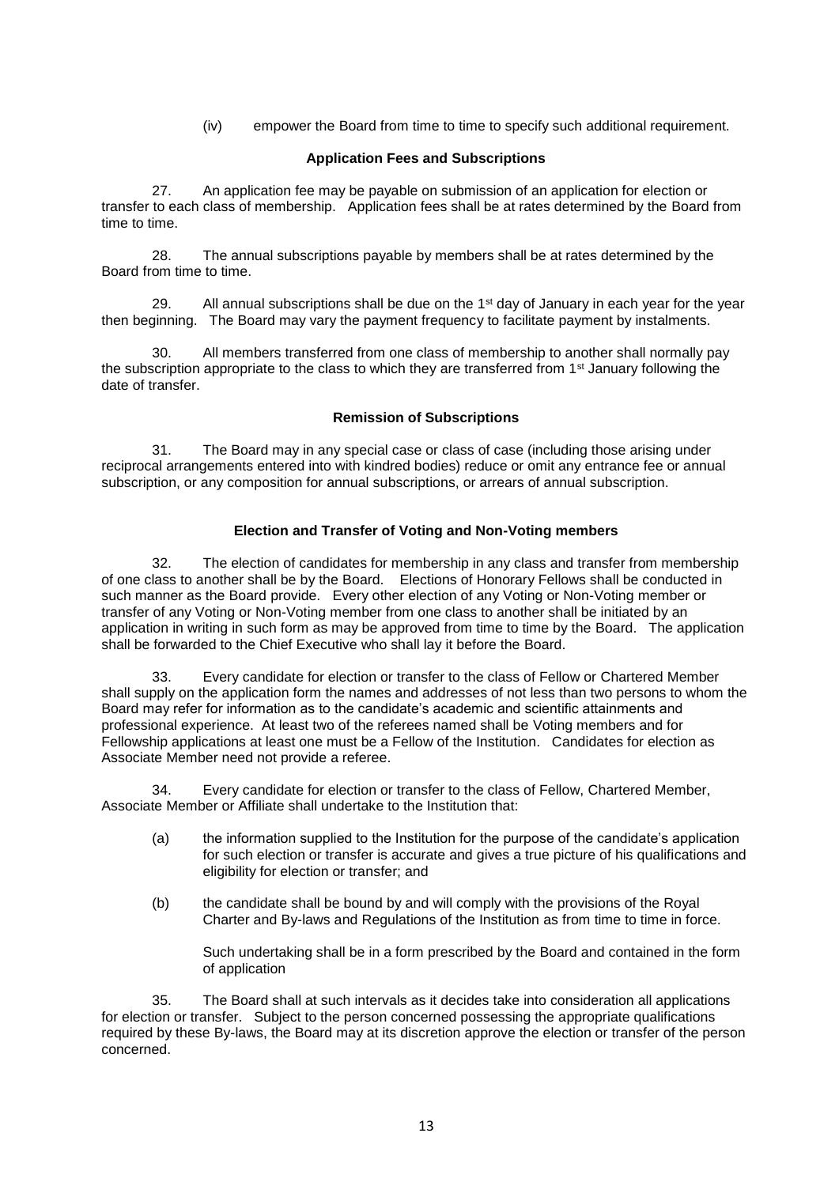(iv) empower the Board from time to time to specify such additional requirement.

### Application Fees and Subscriptions

27. An application fee may be payable on submission of an application for election or transfer to each class of membership. Application fees shall be at rates determined by the Board from time to time.

28. The annual subscriptions payable by members shall be at rates determined by the Board from time to time.

29. All annual subscriptions shall be due on the 1st day of January in each year for the year then beginning. The Board may vary the payment frequency to facilitate payment by instalments.

30. All members transferred from one class of membership to another shall normally pay the subscription appropriate to the class to which they are transferred from 1st January following the date of transfer.

### Remission of Subscriptions

31. The Board may in any special case or class of case (including those arising under reciprocal arrangements entered into with kindred bodies) reduce or omit any entrance fee or annual subscription, or any composition for annual subscriptions, or arrears of annual subscription.

### Election and Transfer of Voting and Non-Voting members

32. The election of candidates for membership in any class and transfer from membership of one class to another shall be by the Board. Elections of Honorary Fellows shall be conducted in such manner as the Board provide. Every other election of any Voting or Non-Voting member or transfer of any Voting or Non-Voting member from one class to another shall be initiated by an application in writing in such form as may be approved from time to time by the Board. The application shall be forwarded to the Chief Executive who shall lay it before the Board.

33. Every candidate for election or transfer to the class of Fellow or Chartered Member shall supply on the application form the names and addresses of not less than two persons to whom the Board may refer for information as to the candidate's academic and scientific attainments and professional experience. At least two of the referees named shall be Voting members and for Fellowship applications at least one must be a Fellow of the Institution. Candidates for election as Associate Member need not provide a referee.

34. Every candidate for election or transfer to the class of Fellow, Chartered Member, Associate Member or Affiliate shall undertake to the Institution that:

(a) the information supplied to the Institution for the purpose of the candidate's application for such election or transfer is accurate and gives a true picture of his qualifications and eligibility for election or transfer; and

(b) the candidate shall be bound by and will comply with the provisions of the Royal Charter and By-laws and Regulations of the Institution as from time to time in force.

Such undertaking shall be in a form prescribed by the Board and contained in the form of application

35. The Board shall at such intervals as it decides take into consideration all applications for election or transfer. Subject to the person concerned possessing the appropriate qualifications required by these By-laws, the Board may at its discretion approve the election or transfer of the person concerned.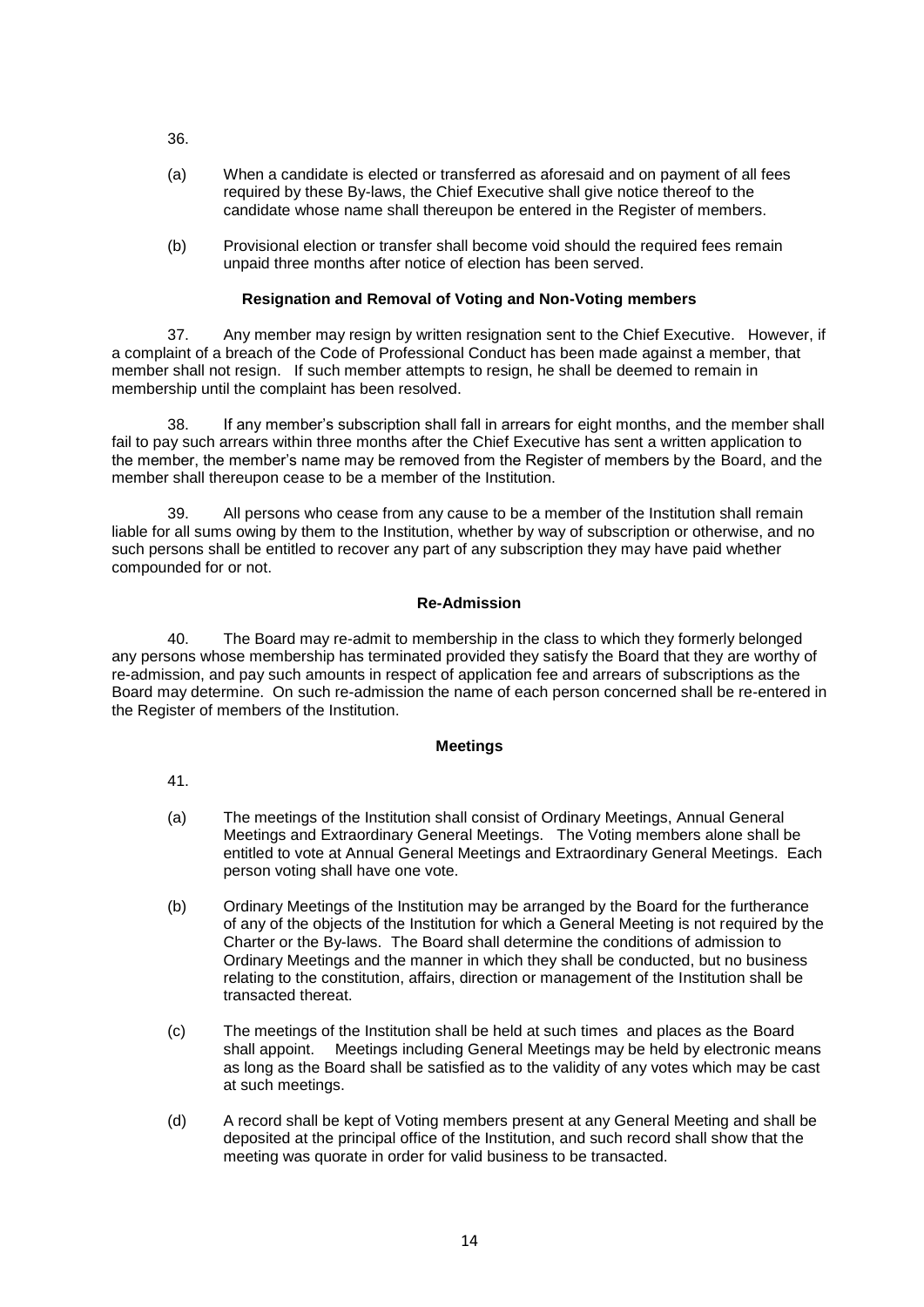36.

(a) When a candidate is elected or transferred as aforesaid and on payment of all fees required by these By-laws, the Chief Executive shall give notice thereof to the candidate whose name shall thereupon be entered in the Register of members.

(b) Provisional election or transfer shall become void should the required fees remain unpaid three months after notice of election has been served.

**Resignation and Removal of Voting and Non-Voting members**

37. Any member may resign by written resignation sent to the Chief Executive. However, if a complaint of a breach of the Code of Professional Conduct has been made against a member, that member shall not resign. If such member attempts to resign, he shall be deemed to remain in membership until the complaint has been resolved.

38. If any member's subscription shall fall in arrears for eight months, and the member shall fail to pay such arrears within three months after the Chief Executive has sent a written application to the member, the member's name may be removed from the Register of members by the Board, and the member shall thereupon cease to be a member of the Institution.

39. All persons who cease from any cause to be a member of the Institution shall remain liable for all sums owing by them to the Institution, whether by way of subscription or otherwise, and no such persons shall be entitled to recover any part of any subscription they may have paid whether compounded for or not.

**Re-Admission**

40. The Board may re-admit to membership in the class to which they formerly belonged any persons whose membership has terminated provided they satisfy the Board that they are worthy of re-admission, and pay such amounts in respect of application fee and arrears of subscriptions as the Board may determine. On such re-admission the name of each person concerned shall be re-entered in the Register of members of the Institution.

**Meetings**

41.

(a) The meetings of the Institution shall consist of Ordinary Meetings, Annual General Meetings and Extraordinary General Meetings. The Voting members alone shall be entitled to vote at Annual General Meetings and Extraordinary General Meetings. Each person voting shall have one vote.

(b) Ordinary Meetings of the Institution may be arranged by the Board for the furtherance of any of the objects of the Institution for which a General Meeting is not required by the Charter or the By-laws. The Board shall determine the conditions of admission to Ordinary Meetings and the manner in which they shall be conducted, but no business relating to the constitution, affairs, direction or management of the Institution shall be transacted thereat.

(c) The meetings of the Institution shall be held at such times and places as the Board shall appoint. Meetings including General Meetings may be held by electronic means as long as the Board shall be satisfied as to the validity of any votes which may be cast at such meetings.

(d) A record shall be kept of Voting members present at any General Meeting and shall be deposited at the principal office of the Institution, and such record shall show that the meeting was quorate in order for valid business to be transacted.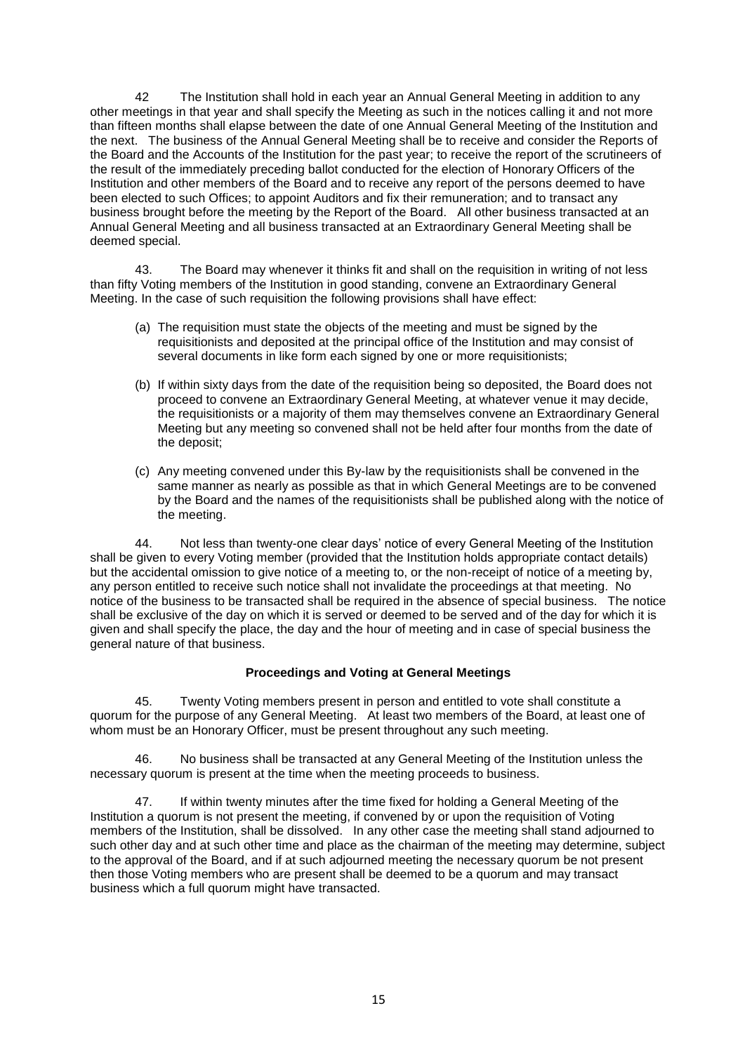42 The Institution shall hold in each year an Annual General Meeting in addition to any other meetings in that year and shall specify the Meeting as such in the notices calling it and not more than fifteen months shall elapse between the date of one Annual General Meeting of the Institution and the next. The business of the Annual General Meeting shall be to receive and consider the Reports of the Board and the Accounts of the Institution for the past year; to receive the report of the scrutineers of the result of the immediately preceding ballot conducted for the election of Honorary Officers of the Institution and other members of the Board and to receive any report of the persons deemed to have been elected to such Offices; to appoint Auditors and fix their remuneration; and to transact any business brought before the meeting by the Report of the Board. All other business transacted at an Annual General Meeting and all business transacted at an Extraordinary General Meeting shall be deemed special.

43. The Board may whenever it thinks fit and shall on the requisition in writing of not less than fifty Voting members of the Institution in good standing, convene an Extraordinary General Meeting. In the case of such requisition the following provisions shall have effect:

(a) The requisition must state the objects of the meeting and must be signed by the requisitionists and deposited at the principal office of the Institution and may consist of several documents in like form each signed by one or more requisitionists;

(b) If within sixty days from the date of the requisition being so deposited, the Board does not proceed to convene an Extraordinary General Meeting, at whatever venue it may decide, the requisitionists or a majority of them may themselves convene an Extraordinary General Meeting but any meeting so convened shall not be held after four months from the date of the deposit;

(c) Any meeting convened under this By-law by the requisitionists shall be convened in the same manner as nearly as possible as that in which General Meetings are to be convened by the Board and the names of the requisitionists shall be published along with the notice of the meeting.

44. Not less than twenty-one clear days' notice of every General Meeting of the Institution shall be given to every Voting member (provided that the Institution holds appropriate contact details) but the accidental omission to give notice of a meeting to, or the non-receipt of notice of a meeting by, any person entitled to receive such notice shall not invalidate the proceedings at that meeting. No notice of the business to be transacted shall be required in the absence of special business. The notice shall be exclusive of the day on which it is served or deemed to be served and of the day for which it is given and shall specify the place, the day and the hour of meeting and in case of special business the general nature of that business.

### Proceedings and Voting at General Meetings

45. Twenty Voting members present in person and entitled to vote shall constitute a quorum for the purpose of any General Meeting. At least two members of the Board, at least one of whom must be an Honorary Officer, must be present throughout any such meeting.

46. No business shall be transacted at any General Meeting of the Institution unless the necessary quorum is present at the time when the meeting proceeds to business.

47. If within twenty minutes after the time fixed for holding a General Meeting of the Institution a quorum is not present the meeting, if convened by or upon the requisition of Voting members of the Institution, shall be dissolved. In any other case the meeting shall stand adjourned to such other day and at such other time and place as the chairman of the meeting may determine, subject to the approval of the Board, and if at such adjourned meeting the necessary quorum be not present then those Voting members who are present shall be deemed to be a quorum and may transact business which a full quorum might have transacted.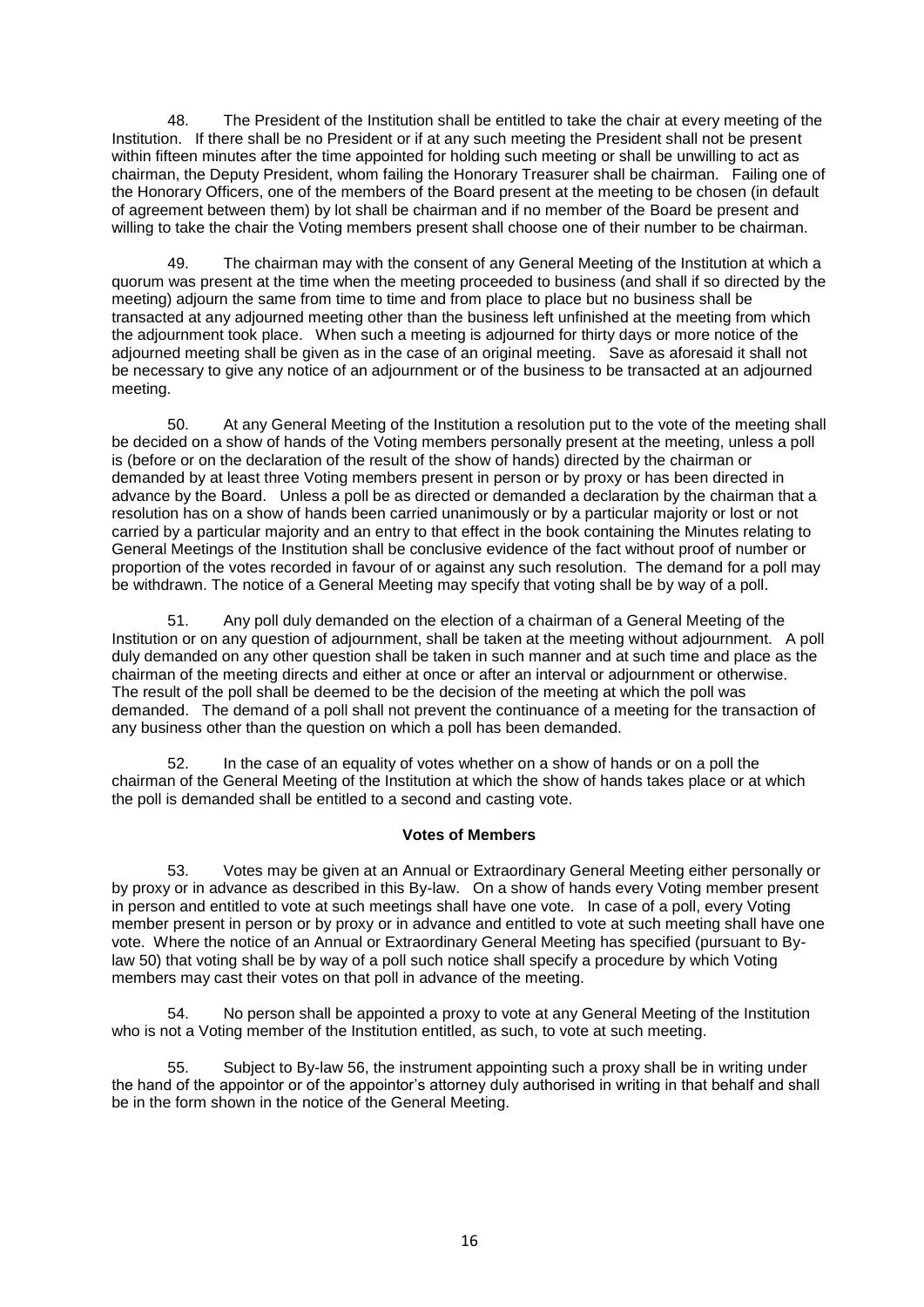48. The President of the Institution shall be entitled to take the chair at every meeting of the Institution. If there shall be no President or if at any such meeting the President shall not be present within fifteen minutes after the time appointed for holding such meeting or shall be unwilling to act as chairman, the Deputy President, whom failing the Honorary Treasurer shall be chairman. Failing one of the Honorary Officers, one of the members of the Board present at the meeting to be chosen (in default of agreement between them) by lot shall be chairman and if no member of the Board be present and willing to take the chair the Voting members present shall choose one of their number to be chairman.

49. The chairman may with the consent of any General Meeting of the Institution at which a quorum was present at the time when the meeting proceeded to business (and shall if so directed by the meeting) adjourn the same from time to time and from place to place but no business shall be transacted at any adjourned meeting other than the business left unfinished at the meeting from which the adjournment took place. When such a meeting is adjourned for thirty days or more notice of the adjourned meeting shall be given as in the case of an original meeting. Save as aforesaid it shall not be necessary to give any notice of an adjournment or of the business to be transacted at an adjourned meeting.

50. At any General Meeting of the Institution a resolution put to the vote of the meeting shall be decided on a show of hands of the Voting members personally present at the meeting, unless a poll is (before or on the declaration of the result of the show of hands) directed by the chairman or demanded by at least three Voting members present in person or by proxy or has been directed in advance by the Board. Unless a poll be as directed or demanded a declaration by the chairman that a resolution has on a show of hands been carried unanimously or by a particular majority or lost or not carried by a particular majority and an entry to that effect in the book containing the Minutes relating to General Meetings of the Institution shall be conclusive evidence of the fact without proof of number or proportion of the votes recorded in favour of or against any such resolution. The demand for a poll may be withdrawn. The notice of a General Meeting may specify that voting shall be by way of a poll.

51. Any poll duly demanded on the election of a chairman of a General Meeting of the Institution or on any question of adjournment, shall be taken at the meeting without adjournment. A poll duly demanded on any other question shall be taken in such manner and at such time and place as the chairman of the meeting directs and either at once or after an interval or adjournment or otherwise. The result of the poll shall be deemed to be the decision of the meeting at which the poll was demanded. The demand of a poll shall not prevent the continuance of a meeting for the transaction of any business other than the question on which a poll has been demanded.

52. In the case of an equality of votes whether on a show of hands or on a poll the chairman of the General Meeting of the Institution at which the show of hands takes place or at which the poll is demanded shall be entitled to a second and casting vote.

**Votes of Members**

53. Votes may be given at an Annual or Extraordinary General Meeting either personally or by proxy or in advance as described in this By-law. On a show of hands every Voting member present in person and entitled to vote at such meetings shall have one vote. In case of a poll, every Voting member present in person or by proxy or in advance and entitled to vote at such meeting shall have one vote. Where the notice of an Annual or Extraordinary General Meeting has specified (pursuant to By-law 50) that voting shall be by way of a poll such notice shall specify a procedure by which Voting members may cast their votes on that poll in advance of the meeting.

54. No person shall be appointed a proxy to vote at any General Meeting of the Institution who is not a Voting member of the Institution entitled, as such, to vote at such meeting.

55. Subject to By-law 56, the instrument appointing such a proxy shall be in writing under the hand of the appointor or of the appointor's attorney duly authorised in writing in that behalf and shall be in the form shown in the notice of the General Meeting.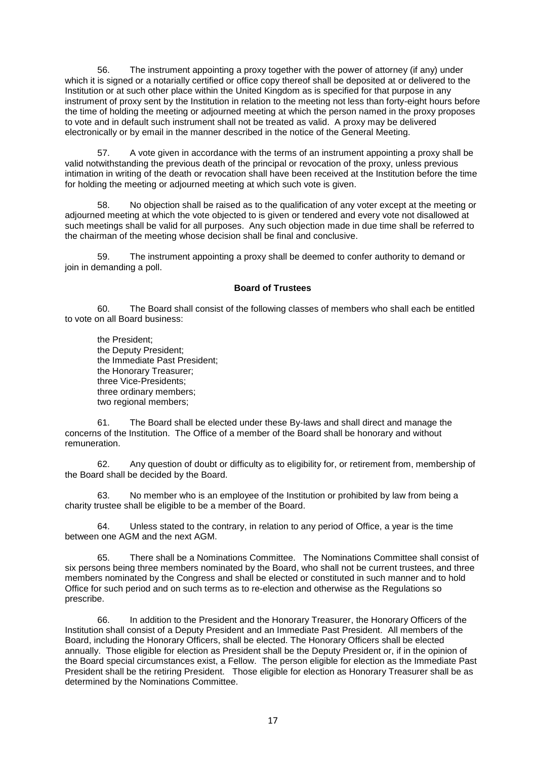56. The instrument appointing a proxy together with the power of attorney (if any) under which it is signed or a notarially certified or office copy thereof shall be deposited at or delivered to the Institution or at such other place within the United Kingdom as is specified for that purpose in any instrument of proxy sent by the Institution in relation to the meeting not less than forty-eight hours before the time of holding the meeting or adjourned meeting at which the person named in the proxy proposes to vote and in default such instrument shall not be treated as valid. A proxy may be delivered electronically or by email in the manner described in the notice of the General Meeting.

57. A vote given in accordance with the terms of an instrument appointing a proxy shall be valid notwithstanding the previous death of the principal or revocation of the proxy, unless previous intimation in writing of the death or revocation shall have been received at the Institution before the time for holding the meeting or adjourned meeting at which such vote is given.

58. No objection shall be raised as to the qualification of any voter except at the meeting or adjourned meeting at which the vote objected to is given or tendered and every vote not disallowed at such meetings shall be valid for all purposes. Any such objection made in due time shall be referred to the chairman of the meeting whose decision shall be final and conclusive.

59. The instrument appointing a proxy shall be deemed to confer authority to demand or join in demanding a poll.

**Board of Trustees**

60. The Board shall consist of the following classes of members who shall each be entitled to vote on all Board business:

the President;
the Deputy President;
the Immediate Past President;
the Honorary Treasurer;
three Vice-Presidents;
three ordinary members;
two regional members;

61. The Board shall be elected under these By-laws and shall direct and manage the concerns of the Institution. The Office of a member of the Board shall be honorary and without remuneration.

62. Any question of doubt or difficulty as to eligibility for, or retirement from, membership of the Board shall be decided by the Board.

63. No member who is an employee of the Institution or prohibited by law from being a charity trustee shall be eligible to be a member of the Board.

64. Unless stated to the contrary, in relation to any period of Office, a year is the time between one AGM and the next AGM.

65. There shall be a Nominations Committee. The Nominations Committee shall consist of six persons being three members nominated by the Board, who shall not be current trustees, and three members nominated by the Congress and shall be elected or constituted in such manner and to hold Office for such period and on such terms as to re-election and otherwise as the Regulations so prescribe.

66. In addition to the President and the Honorary Treasurer, the Honorary Officers of the Institution shall consist of a Deputy President and an Immediate Past President. All members of the Board, including the Honorary Officers, shall be elected. The Honorary Officers shall be elected annually. Those eligible for election as President shall be the Deputy President or, if in the opinion of the Board special circumstances exist, a Fellow. The person eligible for election as the Immediate Past President shall be the retiring President. Those eligible for election as Honorary Treasurer shall be as determined by the Nominations Committee.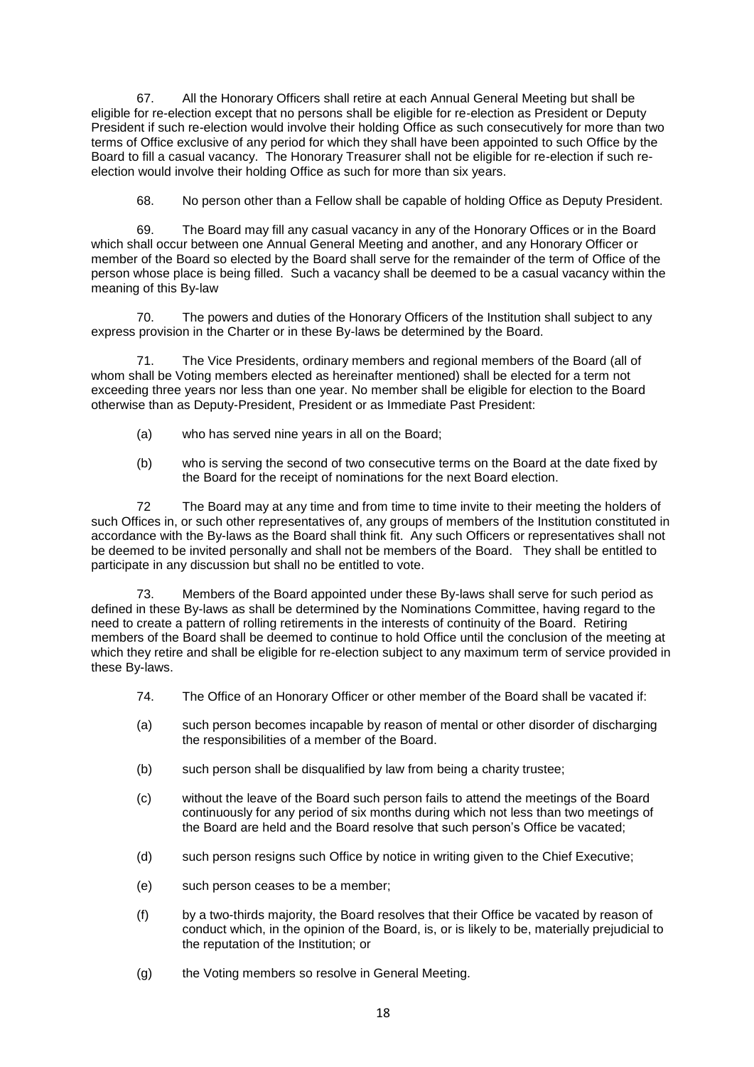67. All the Honorary Officers shall retire at each Annual General Meeting but shall be eligible for re-election except that no persons shall be eligible for re-election as President or Deputy President if such re-election would involve their holding Office as such consecutively for more than two terms of Office exclusive of any period for which they shall have been appointed to such Office by the Board to fill a casual vacancy. The Honorary Treasurer shall not be eligible for re-election if such re-election would involve their holding Office as such for more than six years.

68. No person other than a Fellow shall be capable of holding Office as Deputy President.

69. The Board may fill any casual vacancy in any of the Honorary Offices or in the Board which shall occur between one Annual General Meeting and another, and any Honorary Officer or member of the Board so elected by the Board shall serve for the remainder of the term of Office of the person whose place is being filled. Such a vacancy shall be deemed to be a casual vacancy within the meaning of this By-law

70. The powers and duties of the Honorary Officers of the Institution shall subject to any express provision in the Charter or in these By-laws be determined by the Board.

71. The Vice Presidents, ordinary members and regional members of the Board (all of whom shall be Voting members elected as hereinafter mentioned) shall be elected for a term not exceeding three years nor less than one year. No member shall be eligible for election to the Board otherwise than as Deputy-President, President or as Immediate Past President:

(a) who has served nine years in all on the Board;

(b) who is serving the second of two consecutive terms on the Board at the date fixed by the Board for the receipt of nominations for the next Board election.

72 The Board may at any time and from time to time invite to their meeting the holders of such Offices in, or such other representatives of, any groups of members of the Institution constituted in accordance with the By-laws as the Board shall think fit. Any such Officers or representatives shall not be deemed to be invited personally and shall not be members of the Board. They shall be entitled to participate in any discussion but shall no be entitled to vote.

73. Members of the Board appointed under these By-laws shall serve for such period as defined in these By-laws as shall be determined by the Nominations Committee, having regard to the need to create a pattern of rolling retirements in the interests of continuity of the Board. Retiring members of the Board shall be deemed to continue to hold Office until the conclusion of the meeting at which they retire and shall be eligible for re-election subject to any maximum term of service provided in these By-laws.

74. The Office of an Honorary Officer or other member of the Board shall be vacated if:

(a) such person becomes incapable by reason of mental or other disorder of discharging the responsibilities of a member of the Board.

(b) such person shall be disqualified by law from being a charity trustee;

(c) without the leave of the Board such person fails to attend the meetings of the Board continuously for any period of six months during which not less than two meetings of the Board are held and the Board resolve that such person's Office be vacated;

(d) such person resigns such Office by notice in writing given to the Chief Executive;

(e) such person ceases to be a member;

(f) by a two-thirds majority, the Board resolves that their Office be vacated by reason of conduct which, in the opinion of the Board, is, or is likely to be, materially prejudicial to the reputation of the Institution; or

(g) the Voting members so resolve in General Meeting.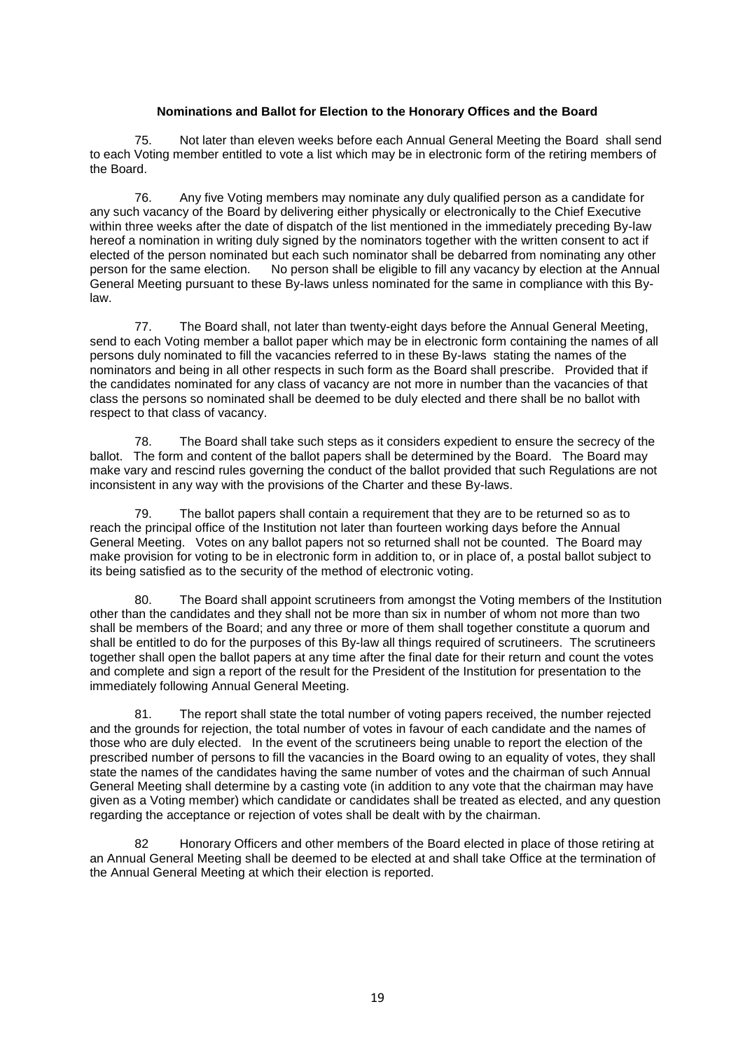## Nominations and Ballot for Election to the Honorary Offices and the Board

75. Not later than eleven weeks before each Annual General Meeting the Board shall send to each Voting member entitled to vote a list which may be in electronic form of the retiring members of the Board.

76. Any five Voting members may nominate any duly qualified person as a candidate for any such vacancy of the Board by delivering either physically or electronically to the Chief Executive within three weeks after the date of dispatch of the list mentioned in the immediately preceding By-law hereof a nomination in writing duly signed by the nominators together with the written consent to act if elected of the person nominated but each such nominator shall be debarred from nominating any other person for the same election. No person shall be eligible to fill any vacancy by election at the Annual General Meeting pursuant to these By-laws unless nominated for the same in compliance with this By-law.

77. The Board shall, not later than twenty-eight days before the Annual General Meeting, send to each Voting member a ballot paper which may be in electronic form containing the names of all persons duly nominated to fill the vacancies referred to in these By-laws stating the names of the nominators and being in all other respects in such form as the Board shall prescribe. Provided that if the candidates nominated for any class of vacancy are not more in number than the vacancies of that class the persons so nominated shall be deemed to be duly elected and there shall be no ballot with respect to that class of vacancy.

78. The Board shall take such steps as it considers expedient to ensure the secrecy of the ballot. The form and content of the ballot papers shall be determined by the Board. The Board may make vary and rescind rules governing the conduct of the ballot provided that such Regulations are not inconsistent in any way with the provisions of the Charter and these By-laws.

79. The ballot papers shall contain a requirement that they are to be returned so as to reach the principal office of the Institution not later than fourteen working days before the Annual General Meeting. Votes on any ballot papers not so returned shall not be counted. The Board may make provision for voting to be in electronic form in addition to, or in place of, a postal ballot subject to its being satisfied as to the security of the method of electronic voting.

80. The Board shall appoint scrutineers from amongst the Voting members of the Institution other than the candidates and they shall not be more than six in number of whom not more than two shall be members of the Board; and any three or more of them shall together constitute a quorum and shall be entitled to do for the purposes of this By-law all things required of scrutineers. The scrutineers together shall open the ballot papers at any time after the final date for their return and count the votes and complete and sign a report of the result for the President of the Institution for presentation to the immediately following Annual General Meeting.

81. The report shall state the total number of voting papers received, the number rejected and the grounds for rejection, the total number of votes in favour of each candidate and the names of those who are duly elected. In the event of the scrutineers being unable to report the election of the prescribed number of persons to fill the vacancies in the Board owing to an equality of votes, they shall state the names of the candidates having the same number of votes and the chairman of such Annual General Meeting shall determine by a casting vote (in addition to any vote that the chairman may have given as a Voting member) which candidate or candidates shall be treated as elected, and any question regarding the acceptance or rejection of votes shall be dealt with by the chairman.

82 Honorary Officers and other members of the Board elected in place of those retiring at an Annual General Meeting shall be deemed to be elected at and shall take Office at the termination of the Annual General Meeting at which their election is reported.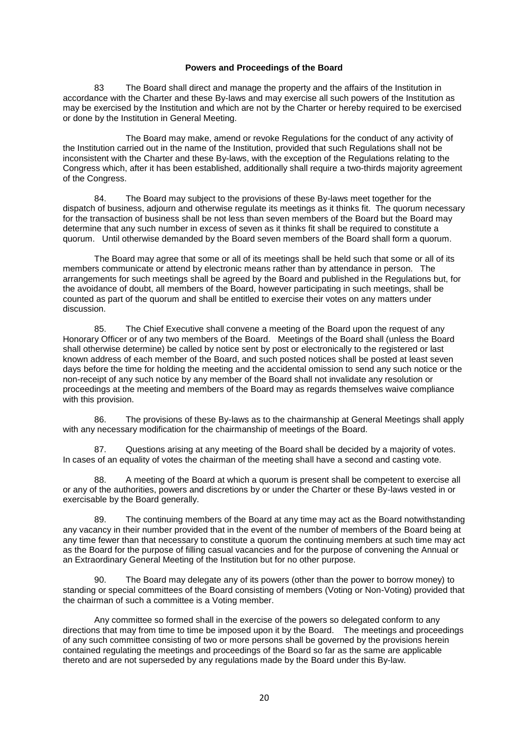**Powers and Proceedings of the Board**

83 The Board shall direct and manage the property and the affairs of the Institution in accordance with the Charter and these By-laws and may exercise all such powers of the Institution as may be exercised by the Institution and which are not by the Charter or hereby required to be exercised or done by the Institution in General Meeting.

The Board may make, amend or revoke Regulations for the conduct of any activity of the Institution carried out in the name of the Institution, provided that such Regulations shall not be inconsistent with the Charter and these By-laws, with the exception of the Regulations relating to the Congress which, after it has been established, additionally shall require a two-thirds majority agreement of the Congress.

84. The Board may subject to the provisions of these By-laws meet together for the dispatch of business, adjourn and otherwise regulate its meetings as it thinks fit. The quorum necessary for the transaction of business shall be not less than seven members of the Board but the Board may determine that any such number in excess of seven as it thinks fit shall be required to constitute a quorum. Until otherwise demanded by the Board seven members of the Board shall form a quorum.

The Board may agree that some or all of its meetings shall be held such that some or all of its members communicate or attend by electronic means rather than by attendance in person. The arrangements for such meetings shall be agreed by the Board and published in the Regulations but, for the avoidance of doubt, all members of the Board, however participating in such meetings, shall be counted as part of the quorum and shall be entitled to exercise their votes on any matters under discussion.

85. The Chief Executive shall convene a meeting of the Board upon the request of any Honorary Officer or of any two members of the Board. Meetings of the Board shall (unless the Board shall otherwise determine) be called by notice sent by post or electronically to the registered or last known address of each member of the Board, and such posted notices shall be posted at least seven days before the time for holding the meeting and the accidental omission to send any such notice or the non-receipt of any such notice by any member of the Board shall not invalidate any resolution or proceedings at the meeting and members of the Board may as regards themselves waive compliance with this provision.

86. The provisions of these By-laws as to the chairmanship at General Meetings shall apply with any necessary modification for the chairmanship of meetings of the Board.

87. Questions arising at any meeting of the Board shall be decided by a majority of votes. In cases of an equality of votes the chairman of the meeting shall have a second and casting vote.

88. A meeting of the Board at which a quorum is present shall be competent to exercise all or any of the authorities, powers and discretions by or under the Charter or these By-laws vested in or exercisable by the Board generally.

89. The continuing members of the Board at any time may act as the Board notwithstanding any vacancy in their number provided that in the event of the number of members of the Board being at any time fewer than that necessary to constitute a quorum the continuing members at such time may act as the Board for the purpose of filling casual vacancies and for the purpose of convening the Annual or an Extraordinary General Meeting of the Institution but for no other purpose.

90. The Board may delegate any of its powers (other than the power to borrow money) to standing or special committees of the Board consisting of members (Voting or Non-Voting) provided that the chairman of such a committee is a Voting member.

Any committee so formed shall in the exercise of the powers so delegated conform to any directions that may from time to time be imposed upon it by the Board. The meetings and proceedings of any such committee consisting of two or more persons shall be governed by the provisions herein contained regulating the meetings and proceedings of the Board so far as the same are applicable thereto and are not superseded by any regulations made by the Board under this By-law.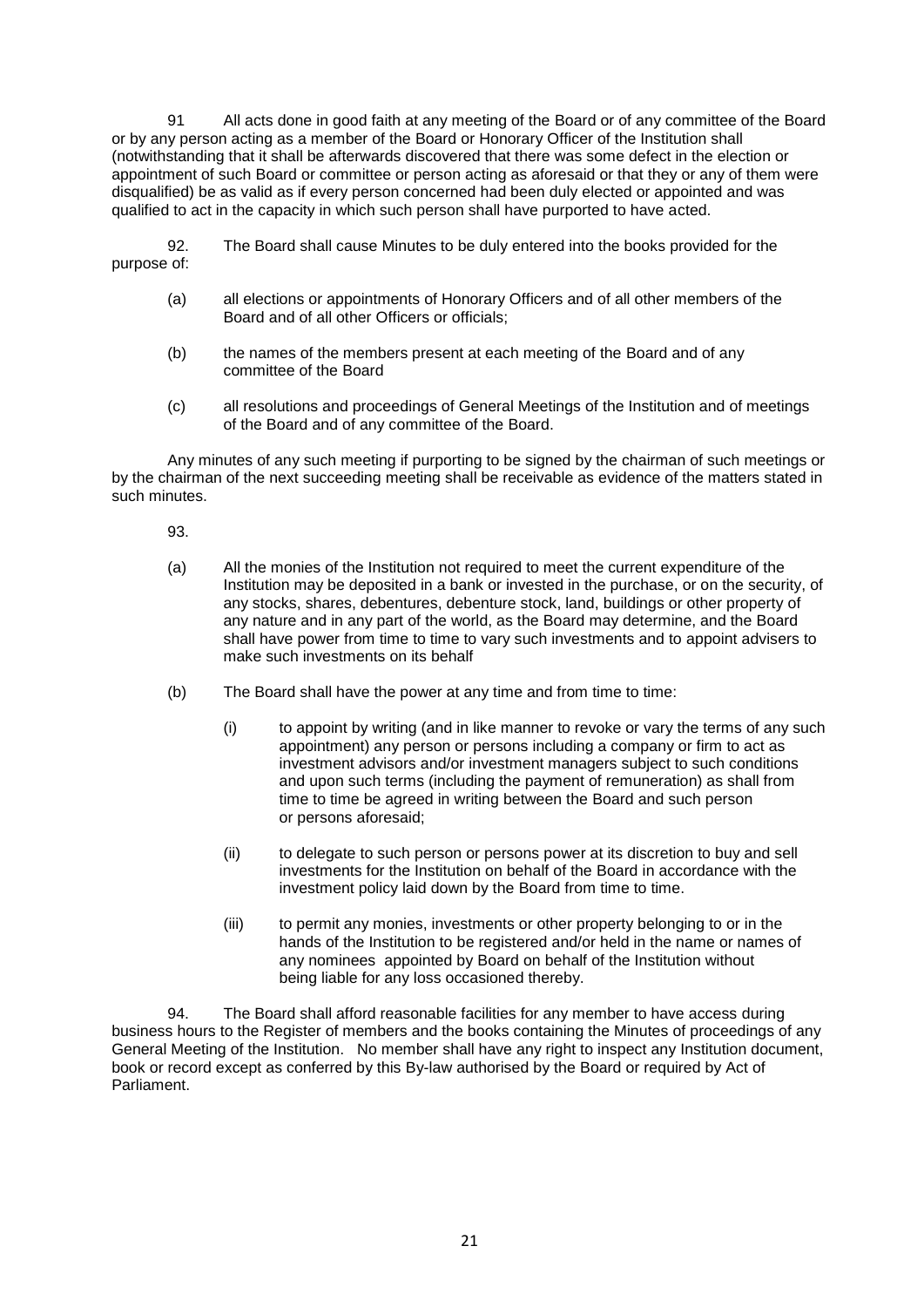91 All acts done in good faith at any meeting of the Board or of any committee of the Board or by any person acting as a member of the Board or Honorary Officer of the Institution shall (notwithstanding that it shall be afterwards discovered that there was some defect in the election or appointment of such Board or committee or person acting as aforesaid or that they or any of them were disqualified) be as valid as if every person concerned had been duly elected or appointed and was qualified to act in the capacity in which such person shall have purported to have acted.

92. The Board shall cause Minutes to be duly entered into the books provided for the purpose of:

(a) all elections or appointments of Honorary Officers and of all other members of the Board and of all other Officers or officials;

(b) the names of the members present at each meeting of the Board and of any committee of the Board

(c) all resolutions and proceedings of General Meetings of the Institution and of meetings of the Board and of any committee of the Board.

Any minutes of any such meeting if purporting to be signed by the chairman of such meetings or by the chairman of the next succeeding meeting shall be receivable as evidence of the matters stated in such minutes.

93.

(a) All the monies of the Institution not required to meet the current expenditure of the Institution may be deposited in a bank or invested in the purchase, or on the security, of any stocks, shares, debentures, debenture stock, land, buildings or other property of any nature and in any part of the world, as the Board may determine, and the Board shall have power from time to time to vary such investments and to appoint advisers to make such investments on its behalf

(b) The Board shall have the power at any time and from time to time:

(i) to appoint by writing (and in like manner to revoke or vary the terms of any such appointment) any person or persons including a company or firm to act as investment advisors and/or investment managers subject to such conditions and upon such terms (including the payment of remuneration) as shall from time to time be agreed in writing between the Board and such person or persons aforesaid;

(ii) to delegate to such person or persons power at its discretion to buy and sell investments for the Institution on behalf of the Board in accordance with the investment policy laid down by the Board from time to time.

(iii) to permit any monies, investments or other property belonging to or in the hands of the Institution to be registered and/or held in the name or names of any nominees appointed by Board on behalf of the Institution without being liable for any loss occasioned thereby.

94. The Board shall afford reasonable facilities for any member to have access during business hours to the Register of members and the books containing the Minutes of proceedings of any General Meeting of the Institution. No member shall have any right to inspect any Institution document, book or record except as conferred by this By-law authorised by the Board or required by Act of Parliament.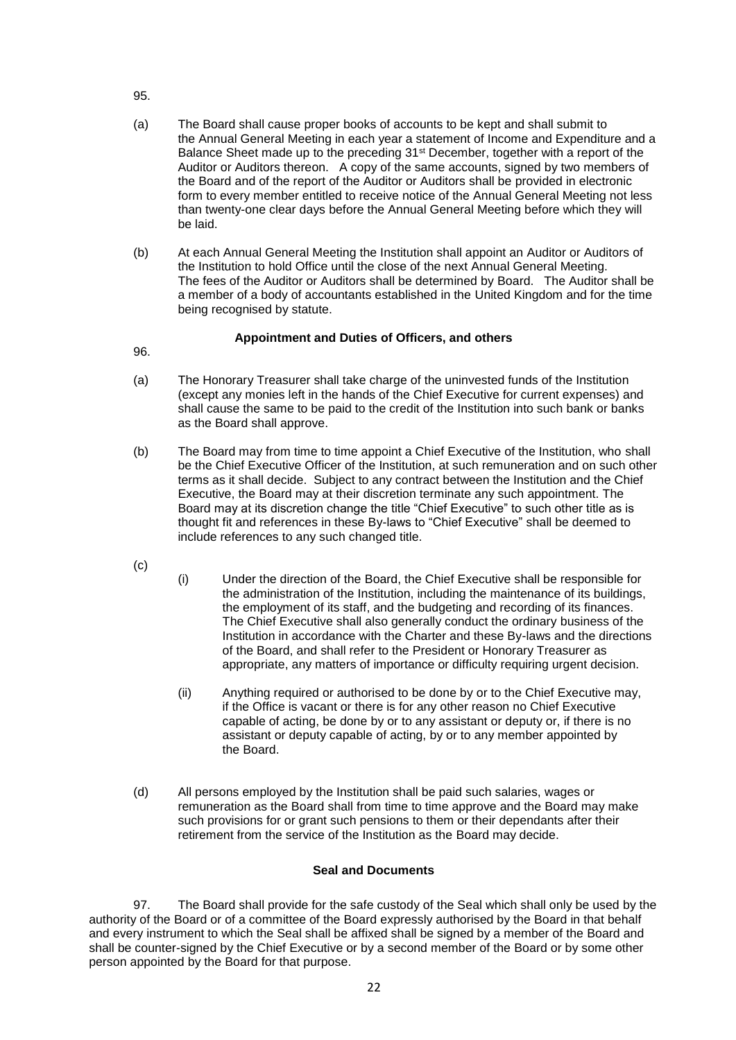95.

(a) The Board shall cause proper books of accounts to be kept and shall submit to the Annual General Meeting in each year a statement of Income and Expenditure and a Balance Sheet made up to the preceding 31st December, together with a report of the Auditor or Auditors thereon. A copy of the same accounts, signed by two members of the Board and of the report of the Auditor or Auditors shall be provided in electronic form to every member entitled to receive notice of the Annual General Meeting not less than twenty-one clear days before the Annual General Meeting before which they will be laid.

(b) At each Annual General Meeting the Institution shall appoint an Auditor or Auditors of the Institution to hold Office until the close of the next Annual General Meeting. The fees of the Auditor or Auditors shall be determined by Board. The Auditor shall be a member of a body of accountants established in the United Kingdom and for the time being recognised by statute.

### Appointment and Duties of Officers, and others

96.

(a) The Honorary Treasurer shall take charge of the uninvested funds of the Institution (except any monies left in the hands of the Chief Executive for current expenses) and shall cause the same to be paid to the credit of the Institution into such bank or banks as the Board shall approve.

(b) The Board may from time to time appoint a Chief Executive of the Institution, who shall be the Chief Executive Officer of the Institution, at such remuneration and on such other terms as it shall decide. Subject to any contract between the Institution and the Chief Executive, the Board may at their discretion terminate any such appointment. The Board may at its discretion change the title "Chief Executive" to such other title as is thought fit and references in these By-laws to "Chief Executive" shall be deemed to include references to any such changed title.

(c)

(i) Under the direction of the Board, the Chief Executive shall be responsible for the administration of the Institution, including the maintenance of its buildings, the employment of its staff, and the budgeting and recording of its finances. The Chief Executive shall also generally conduct the ordinary business of the Institution in accordance with the Charter and these By-laws and the directions of the Board, and shall refer to the President or Honorary Treasurer as appropriate, any matters of importance or difficulty requiring urgent decision.

(ii) Anything required or authorised to be done by or to the Chief Executive may, if the Office is vacant or there is for any other reason no Chief Executive capable of acting, be done by or to any assistant or deputy or, if there is no assistant or deputy capable of acting, by or to any member appointed by the Board.

(d) All persons employed by the Institution shall be paid such salaries, wages or remuneration as the Board shall from time to time approve and the Board may make such provisions for or grant such pensions to them or their dependants after their retirement from the service of the Institution as the Board may decide.

### Seal and Documents

97. The Board shall provide for the safe custody of the Seal which shall only be used by the authority of the Board or of a committee of the Board expressly authorised by the Board in that behalf and every instrument to which the Seal shall be affixed shall be signed by a member of the Board and shall be counter-signed by the Chief Executive or by a second member of the Board or by some other person appointed by the Board for that purpose.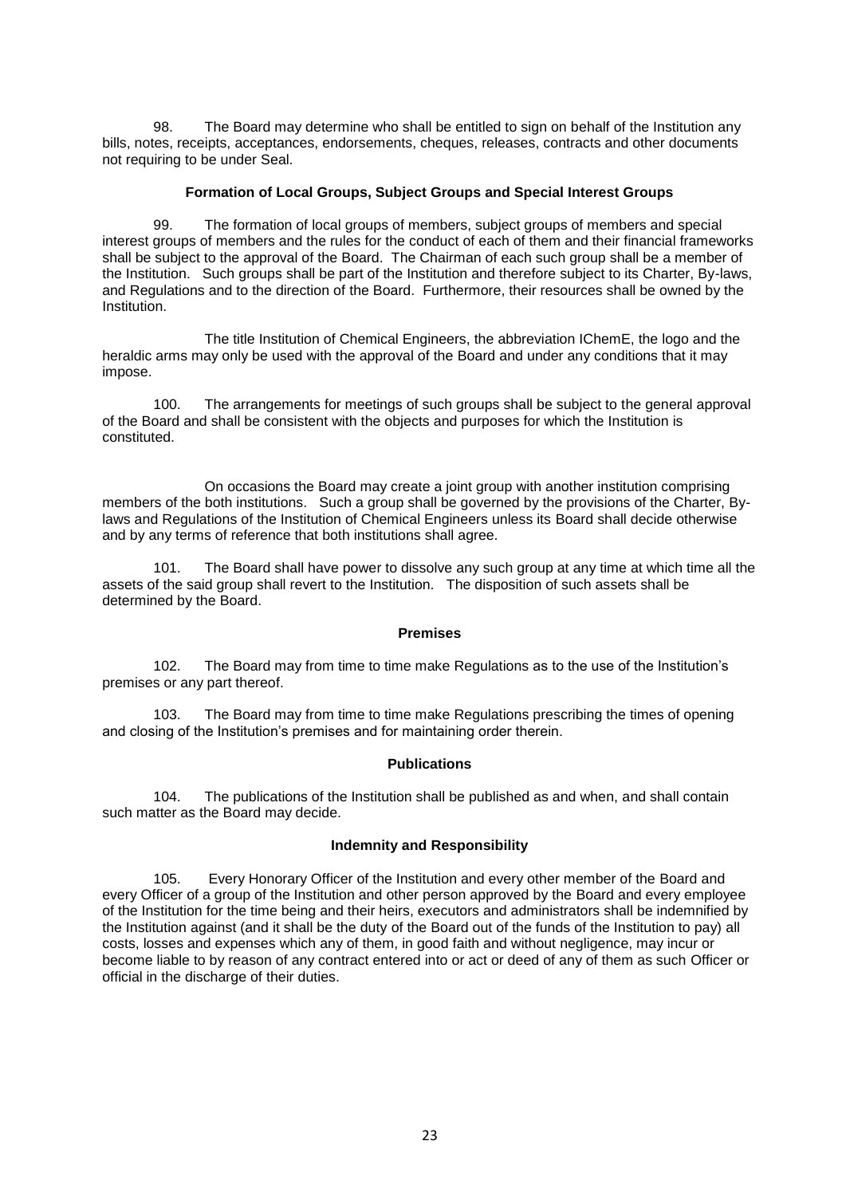98. The Board may determine who shall be entitled to sign on behalf of the Institution any bills, notes, receipts, acceptances, endorsements, cheques, releases, contracts and other documents not requiring to be under Seal.

**Formation of Local Groups, Subject Groups and Special Interest Groups**

99. The formation of local groups of members, subject groups of members and special interest groups of members and the rules for the conduct of each of them and their financial frameworks shall be subject to the approval of the Board. The Chairman of each such group shall be a member of the Institution. Such groups shall be part of the Institution and therefore subject to its Charter, By-laws, and Regulations and to the direction of the Board. Furthermore, their resources shall be owned by the Institution.

The title Institution of Chemical Engineers, the abbreviation IChemE, the logo and the heraldic arms may only be used with the approval of the Board and under any conditions that it may impose.

100. The arrangements for meetings of such groups shall be subject to the general approval of the Board and shall be consistent with the objects and purposes for which the Institution is constituted.

On occasions the Board may create a joint group with another institution comprising members of the both institutions. Such a group shall be governed by the provisions of the Charter, By-laws and Regulations of the Institution of Chemical Engineers unless its Board shall decide otherwise and by any terms of reference that both institutions shall agree.

101. The Board shall have power to dissolve any such group at any time at which time all the assets of the said group shall revert to the Institution. The disposition of such assets shall be determined by the Board.

**Premises**

102. The Board may from time to time make Regulations as to the use of the Institution's premises or any part thereof.

103. The Board may from time to time make Regulations prescribing the times of opening and closing of the Institution's premises and for maintaining order therein.

**Publications**

104. The publications of the Institution shall be published as and when, and shall contain such matter as the Board may decide.

**Indemnity and Responsibility**

105. Every Honorary Officer of the Institution and every other member of the Board and every Officer of a group of the Institution and other person approved by the Board and every employee of the Institution for the time being and their heirs, executors and administrators shall be indemnified by the Institution against (and it shall be the duty of the Board out of the funds of the Institution to pay) all costs, losses and expenses which any of them, in good faith and without negligence, may incur or become liable to by reason of any contract entered into or act or deed of any of them as such Officer or official in the discharge of their duties.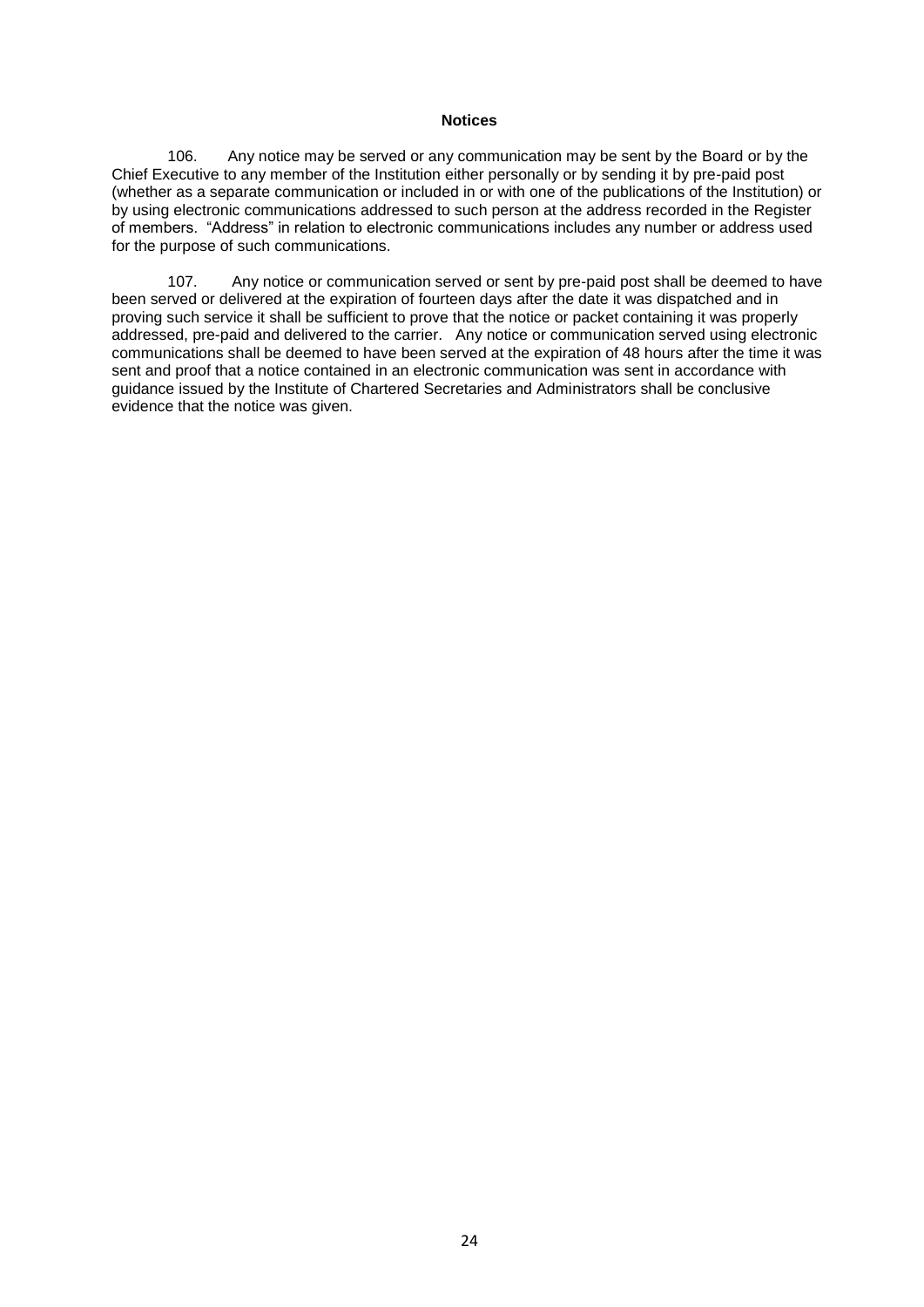## Notices

106. Any notice may be served or any communication may be sent by the Board or by the Chief Executive to any member of the Institution either personally or by sending it by pre-paid post (whether as a separate communication or included in or with one of the publications of the Institution) or by using electronic communications addressed to such person at the address recorded in the Register of members. "Address" in relation to electronic communications includes any number or address used for the purpose of such communications.

107. Any notice or communication served or sent by pre-paid post shall be deemed to have been served or delivered at the expiration of fourteen days after the date it was dispatched and in proving such service it shall be sufficient to prove that the notice or packet containing it was properly addressed, pre-paid and delivered to the carrier. Any notice or communication served using electronic communications shall be deemed to have been served at the expiration of 48 hours after the time it was sent and proof that a notice contained in an electronic communication was sent in accordance with guidance issued by the Institute of Chartered Secretaries and Administrators shall be conclusive evidence that the notice was given.